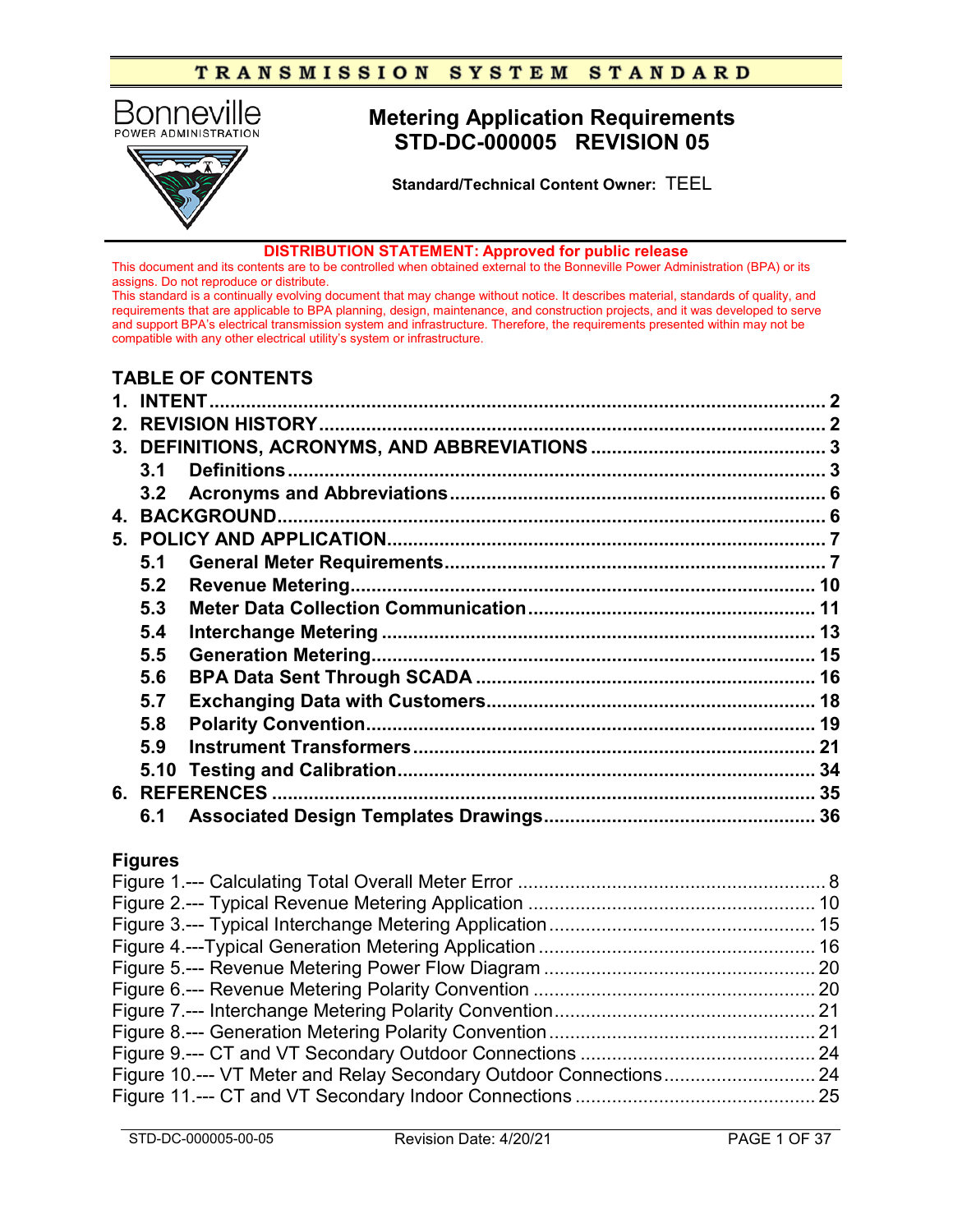TRANSMISSION SYSTEM STANDARD

Bonneville
POWER ADMINISTRATION

# Metering Application Requirements
# STD-DC-000005 REVISION 05

**Standard/Technical Content Owner:** TEEL

**DISTRIBUTION STATEMENT: Approved for public release**

This document and its contents are to be controlled when obtained external to the Bonneville Power Administration (BPA) or its assigns. Do not reproduce or distribute.

This standard is a continually evolving document that may change without notice. It describes material, standards of quality, and requirements that are applicable to BPA planning, design, maintenance, and construction projects, and it was developed to serve and support BPA's electrical transmission system and infrastructure. Therefore, the requirements presented within may not be compatible with any other electrical utility's system or infrastructure.

## TABLE OF CONTENTS

**1. INTENT** .......... 2
**2. REVISION HISTORY** .......... 2
**3. DEFINITIONS, ACRONYMS, AND ABBREVIATIONS** .......... 3
- **3.1 Definitions** .......... 3
- **3.2 Acronyms and Abbreviations** .......... 6

**4. BACKGROUND** .......... 6
**5. POLICY AND APPLICATION** .......... 7
- **5.1 General Meter Requirements** .......... 7
- **5.2 Revenue Metering** .......... 10
- **5.3 Meter Data Collection Communication** .......... 11
- **5.4 Interchange Metering** .......... 13
- **5.5 Generation Metering** .......... 15
- **5.6 BPA Data Sent Through SCADA** .......... 16
- **5.7 Exchanging Data with Customers** .......... 18
- **5.8 Polarity Convention** .......... 19
- **5.9 Instrument Transformers** .......... 21
- **5.10 Testing and Calibration** .......... 34

**6. REFERENCES** .......... 35
- **6.1 Associated Design Templates Drawings** .......... 36

## Figures

Figure 1.--- Calculating Total Overall Meter Error .......... 8
Figure 2.--- Typical Revenue Metering Application .......... 10
Figure 3.--- Typical Interchange Metering Application .......... 15
Figure 4.---Typical Generation Metering Application .......... 16
Figure 5.--- Revenue Metering Power Flow Diagram .......... 20
Figure 6.--- Revenue Metering Polarity Convention .......... 20
Figure 7.--- Interchange Metering Polarity Convention .......... 21
Figure 8.--- Generation Metering Polarity Convention .......... 21
Figure 9.--- CT and VT Secondary Outdoor Connections .......... 24
Figure 10.--- VT Meter and Relay Secondary Outdoor Connections .......... 24
Figure 11.--- CT and VT Secondary Indoor Connections .......... 25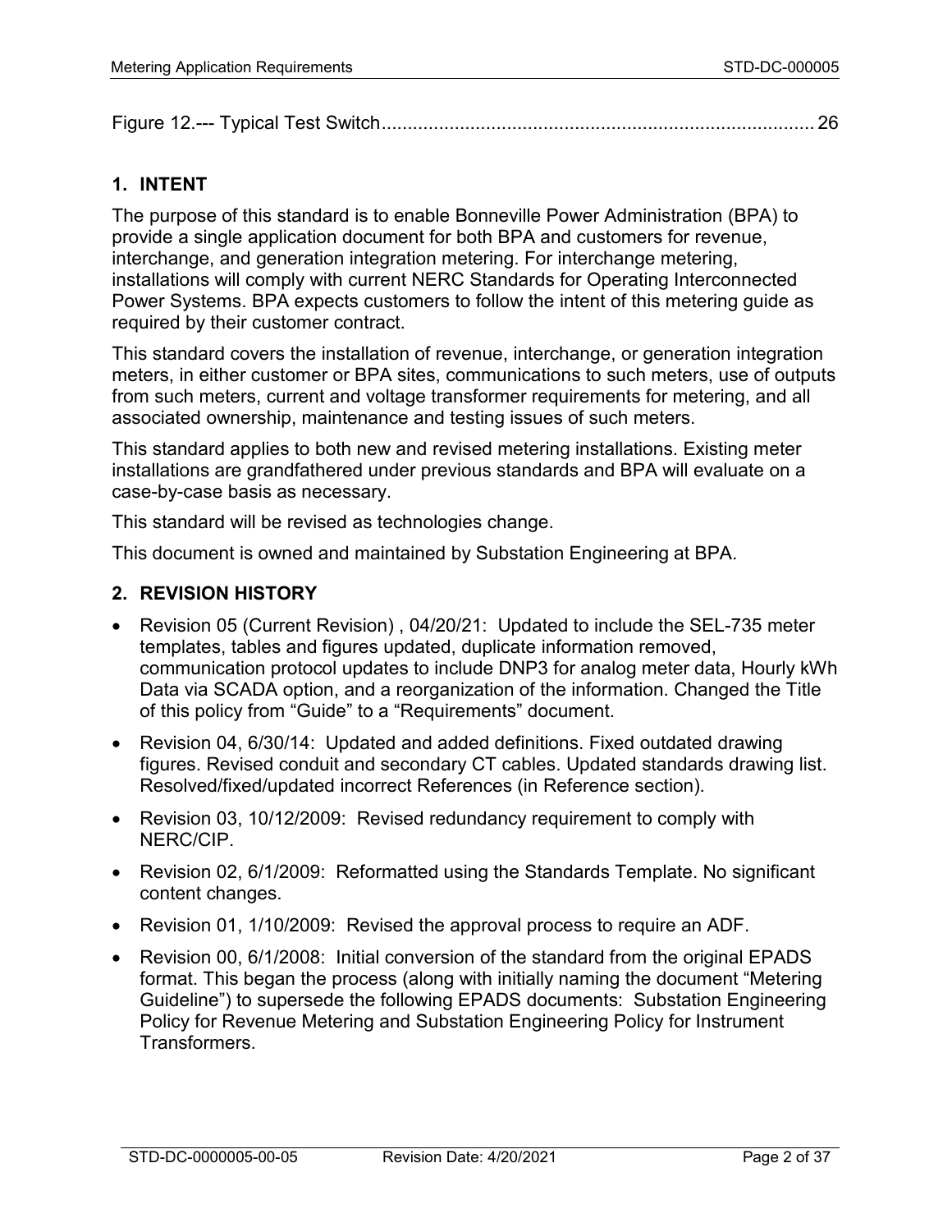Figure 12.--- Typical Test Switch .................................................................................... 26

## 1. INTENT

The purpose of this standard is to enable Bonneville Power Administration (BPA) to provide a single application document for both BPA and customers for revenue, interchange, and generation integration metering. For interchange metering, installations will comply with current NERC Standards for Operating Interconnected Power Systems. BPA expects customers to follow the intent of this metering guide as required by their customer contract.

This standard covers the installation of revenue, interchange, or generation integration meters, in either customer or BPA sites, communications to such meters, use of outputs from such meters, current and voltage transformer requirements for metering, and all associated ownership, maintenance and testing issues of such meters.

This standard applies to both new and revised metering installations. Existing meter installations are grandfathered under previous standards and BPA will evaluate on a case-by-case basis as necessary.

This standard will be revised as technologies change.

This document is owned and maintained by Substation Engineering at BPA.

## 2. REVISION HISTORY

- Revision 05 (Current Revision) , 04/20/21: Updated to include the SEL-735 meter templates, tables and figures updated, duplicate information removed, communication protocol updates to include DNP3 for analog meter data, Hourly kWh Data via SCADA option, and a reorganization of the information. Changed the Title of this policy from "Guide" to a "Requirements" document.
- Revision 04, 6/30/14: Updated and added definitions. Fixed outdated drawing figures. Revised conduit and secondary CT cables. Updated standards drawing list. Resolved/fixed/updated incorrect References (in Reference section).
- Revision 03, 10/12/2009: Revised redundancy requirement to comply with NERC/CIP.
- Revision 02, 6/1/2009: Reformatted using the Standards Template. No significant content changes.
- Revision 01, 1/10/2009: Revised the approval process to require an ADF.
- Revision 00, 6/1/2008: Initial conversion of the standard from the original EPADS format. This began the process (along with initially naming the document "Metering Guideline") to supersede the following EPADS documents: Substation Engineering Policy for Revenue Metering and Substation Engineering Policy for Instrument Transformers.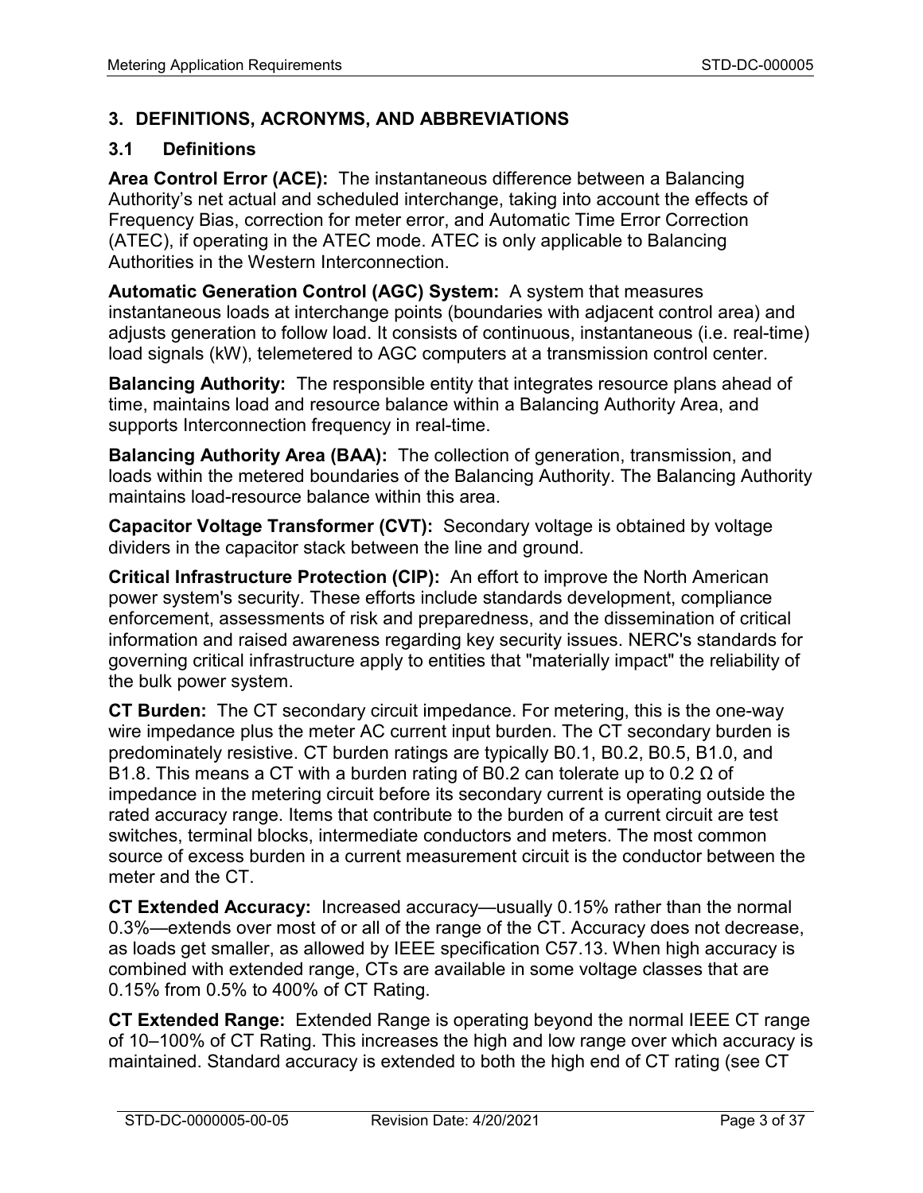## 3. DEFINITIONS, ACRONYMS, AND ABBREVIATIONS

### 3.1 Definitions

**Area Control Error (ACE):** The instantaneous difference between a Balancing Authority's net actual and scheduled interchange, taking into account the effects of Frequency Bias, correction for meter error, and Automatic Time Error Correction (ATEC), if operating in the ATEC mode. ATEC is only applicable to Balancing Authorities in the Western Interconnection.

**Automatic Generation Control (AGC) System:** A system that measures instantaneous loads at interchange points (boundaries with adjacent control area) and adjusts generation to follow load. It consists of continuous, instantaneous (i.e. real-time) load signals (kW), telemetered to AGC computers at a transmission control center.

**Balancing Authority:** The responsible entity that integrates resource plans ahead of time, maintains load and resource balance within a Balancing Authority Area, and supports Interconnection frequency in real-time.

**Balancing Authority Area (BAA):** The collection of generation, transmission, and loads within the metered boundaries of the Balancing Authority. The Balancing Authority maintains load-resource balance within this area.

**Capacitor Voltage Transformer (CVT):** Secondary voltage is obtained by voltage dividers in the capacitor stack between the line and ground.

**Critical Infrastructure Protection (CIP):** An effort to improve the North American power system's security. These efforts include standards development, compliance enforcement, assessments of risk and preparedness, and the dissemination of critical information and raised awareness regarding key security issues. NERC's standards for governing critical infrastructure apply to entities that "materially impact" the reliability of the bulk power system.

**CT Burden:** The CT secondary circuit impedance. For metering, this is the one-way wire impedance plus the meter AC current input burden. The CT secondary burden is predominately resistive. CT burden ratings are typically B0.1, B0.2, B0.5, B1.0, and B1.8. This means a CT with a burden rating of B0.2 can tolerate up to 0.2 Ω of impedance in the metering circuit before its secondary current is operating outside the rated accuracy range. Items that contribute to the burden of a current circuit are test switches, terminal blocks, intermediate conductors and meters. The most common source of excess burden in a current measurement circuit is the conductor between the meter and the CT.

**CT Extended Accuracy:** Increased accuracy—usually 0.15% rather than the normal 0.3%—extends over most of or all of the range of the CT. Accuracy does not decrease, as loads get smaller, as allowed by IEEE specification C57.13. When high accuracy is combined with extended range, CTs are available in some voltage classes that are 0.15% from 0.5% to 400% of CT Rating.

**CT Extended Range:** Extended Range is operating beyond the normal IEEE CT range of 10–100% of CT Rating. This increases the high and low range over which accuracy is maintained. Standard accuracy is extended to both the high end of CT rating (see CT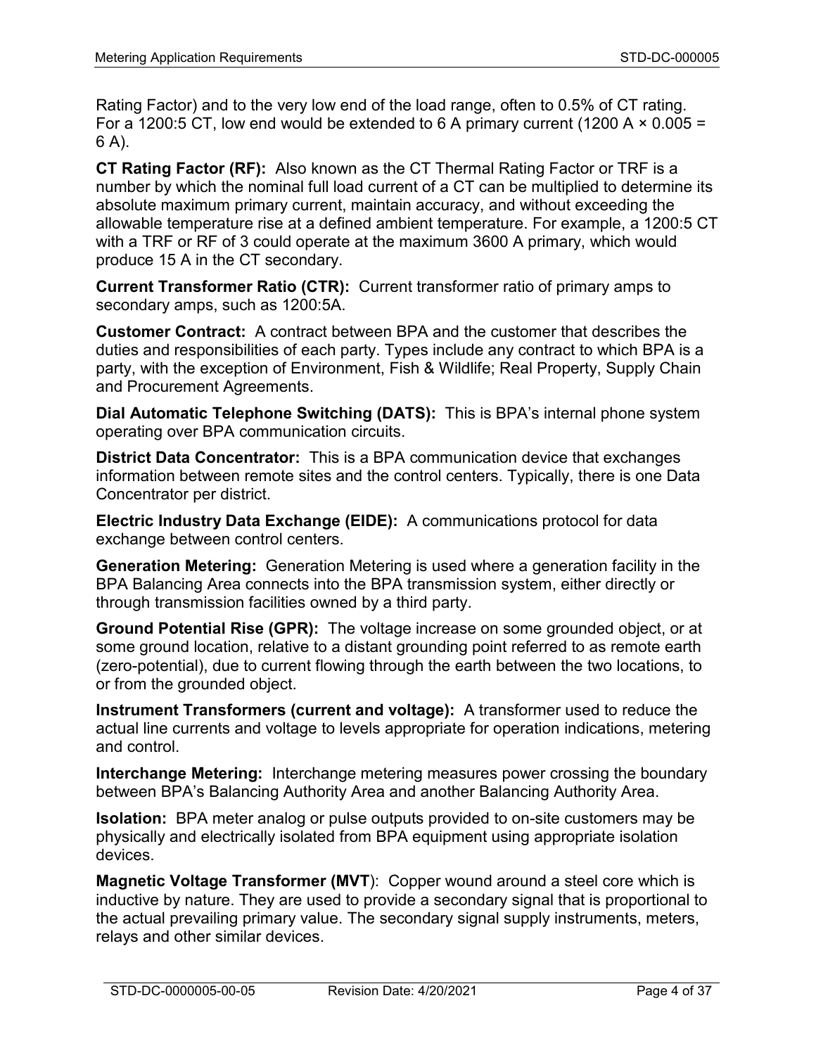Rating Factor) and to the very low end of the load range, often to 0.5% of CT rating. For a 1200:5 CT, low end would be extended to 6 A primary current (1200 A × 0.005 = 6 A).

**CT Rating Factor (RF):** Also known as the CT Thermal Rating Factor or TRF is a number by which the nominal full load current of a CT can be multiplied to determine its absolute maximum primary current, maintain accuracy, and without exceeding the allowable temperature rise at a defined ambient temperature. For example, a 1200:5 CT with a TRF or RF of 3 could operate at the maximum 3600 A primary, which would produce 15 A in the CT secondary.

**Current Transformer Ratio (CTR):** Current transformer ratio of primary amps to secondary amps, such as 1200:5A.

**Customer Contract:** A contract between BPA and the customer that describes the duties and responsibilities of each party. Types include any contract to which BPA is a party, with the exception of Environment, Fish & Wildlife; Real Property, Supply Chain and Procurement Agreements.

**Dial Automatic Telephone Switching (DATS):** This is BPA's internal phone system operating over BPA communication circuits.

**District Data Concentrator:** This is a BPA communication device that exchanges information between remote sites and the control centers. Typically, there is one Data Concentrator per district.

**Electric Industry Data Exchange (EIDE):** A communications protocol for data exchange between control centers.

**Generation Metering:** Generation Metering is used where a generation facility in the BPA Balancing Area connects into the BPA transmission system, either directly or through transmission facilities owned by a third party.

**Ground Potential Rise (GPR):** The voltage increase on some grounded object, or at some ground location, relative to a distant grounding point referred to as remote earth (zero-potential), due to current flowing through the earth between the two locations, to or from the grounded object.

**Instrument Transformers (current and voltage):** A transformer used to reduce the actual line currents and voltage to levels appropriate for operation indications, metering and control.

**Interchange Metering:** Interchange metering measures power crossing the boundary between BPA's Balancing Authority Area and another Balancing Authority Area.

**Isolation:** BPA meter analog or pulse outputs provided to on-site customers may be physically and electrically isolated from BPA equipment using appropriate isolation devices.

**Magnetic Voltage Transformer (MVT)**: Copper wound around a steel core which is inductive by nature. They are used to provide a secondary signal that is proportional to the actual prevailing primary value. The secondary signal supply instruments, meters, relays and other similar devices.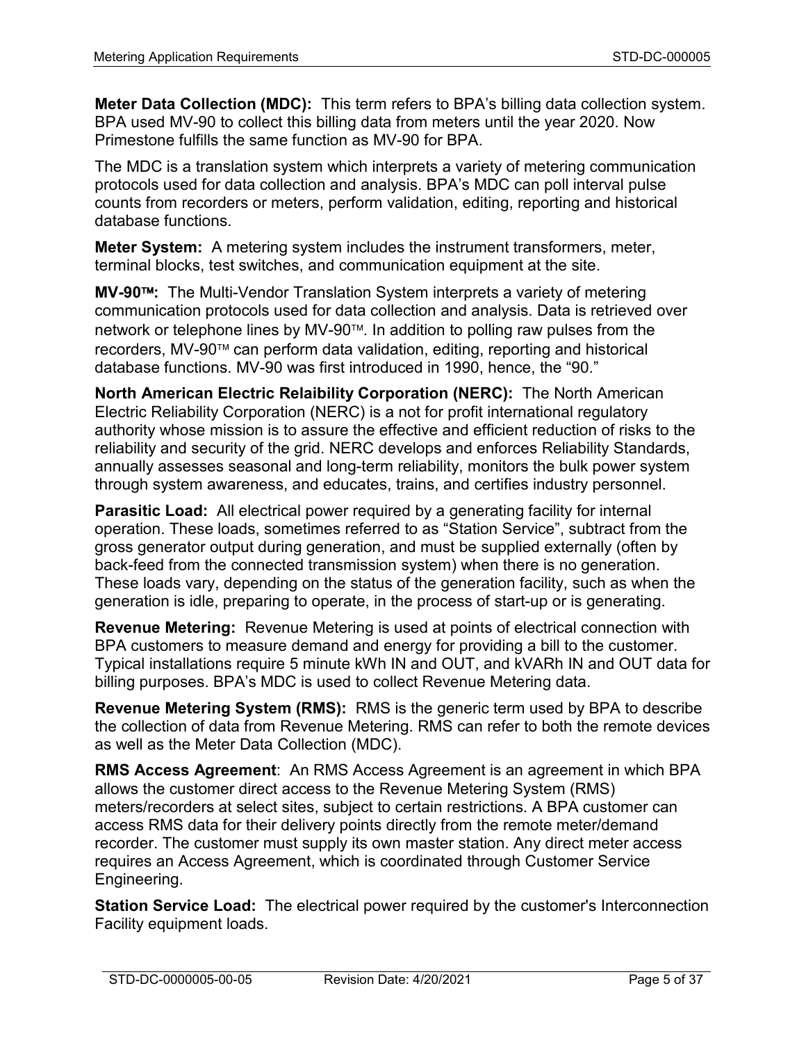**Meter Data Collection (MDC):** This term refers to BPA's billing data collection system. BPA used MV-90 to collect this billing data from meters until the year 2020. Now Primestone fulfills the same function as MV-90 for BPA.

The MDC is a translation system which interprets a variety of metering communication protocols used for data collection and analysis. BPA's MDC can poll interval pulse counts from recorders or meters, perform validation, editing, reporting and historical database functions.

**Meter System:** A metering system includes the instrument transformers, meter, terminal blocks, test switches, and communication equipment at the site.

**MV-90™:** The Multi-Vendor Translation System interprets a variety of metering communication protocols used for data collection and analysis. Data is retrieved over network or telephone lines by MV-90™. In addition to polling raw pulses from the recorders, MV-90™ can perform data validation, editing, reporting and historical database functions. MV-90 was first introduced in 1990, hence, the "90."

**North American Electric Relaibility Corporation (NERC):** The North American Electric Reliability Corporation (NERC) is a not for profit international regulatory authority whose mission is to assure the effective and efficient reduction of risks to the reliability and security of the grid. NERC develops and enforces Reliability Standards, annually assesses seasonal and long-term reliability, monitors the bulk power system through system awareness, and educates, trains, and certifies industry personnel.

**Parasitic Load:** All electrical power required by a generating facility for internal operation. These loads, sometimes referred to as "Station Service", subtract from the gross generator output during generation, and must be supplied externally (often by back-feed from the connected transmission system) when there is no generation. These loads vary, depending on the status of the generation facility, such as when the generation is idle, preparing to operate, in the process of start-up or is generating.

**Revenue Metering:** Revenue Metering is used at points of electrical connection with BPA customers to measure demand and energy for providing a bill to the customer. Typical installations require 5 minute kWh IN and OUT, and kVARh IN and OUT data for billing purposes. BPA's MDC is used to collect Revenue Metering data.

**Revenue Metering System (RMS):** RMS is the generic term used by BPA to describe the collection of data from Revenue Metering. RMS can refer to both the remote devices as well as the Meter Data Collection (MDC).

**RMS Access Agreement**: An RMS Access Agreement is an agreement in which BPA allows the customer direct access to the Revenue Metering System (RMS) meters/recorders at select sites, subject to certain restrictions. A BPA customer can access RMS data for their delivery points directly from the remote meter/demand recorder. The customer must supply its own master station. Any direct meter access requires an Access Agreement, which is coordinated through Customer Service Engineering.

**Station Service Load:** The electrical power required by the customer's Interconnection Facility equipment loads.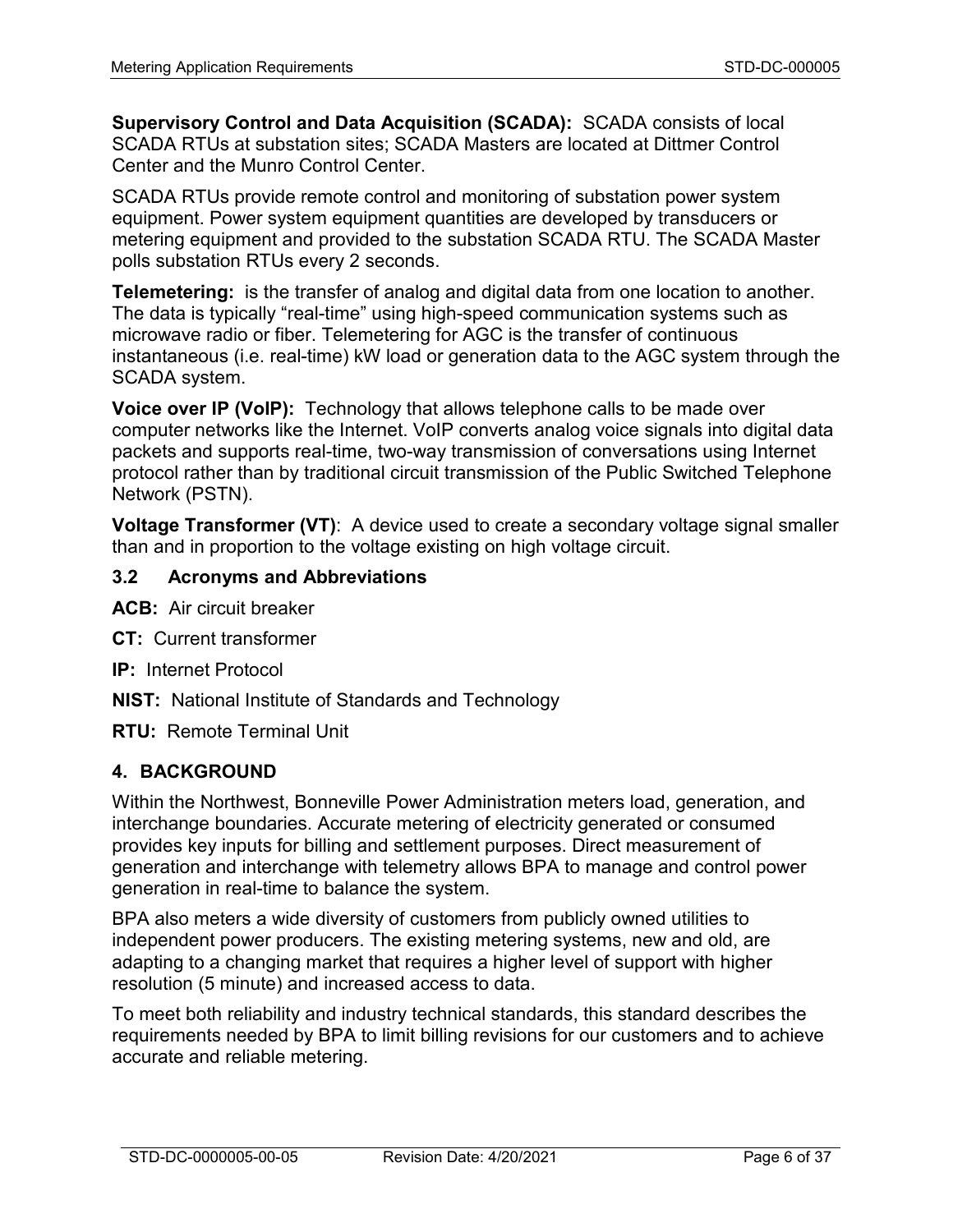**Supervisory Control and Data Acquisition (SCADA):** SCADA consists of local SCADA RTUs at substation sites; SCADA Masters are located at Dittmer Control Center and the Munro Control Center.

SCADA RTUs provide remote control and monitoring of substation power system equipment. Power system equipment quantities are developed by transducers or metering equipment and provided to the substation SCADA RTU. The SCADA Master polls substation RTUs every 2 seconds.

**Telemetering:** is the transfer of analog and digital data from one location to another. The data is typically "real-time" using high-speed communication systems such as microwave radio or fiber. Telemetering for AGC is the transfer of continuous instantaneous (i.e. real-time) kW load or generation data to the AGC system through the SCADA system.

**Voice over IP (VoIP):** Technology that allows telephone calls to be made over computer networks like the Internet. VoIP converts analog voice signals into digital data packets and supports real-time, two-way transmission of conversations using Internet protocol rather than by traditional circuit transmission of the Public Switched Telephone Network (PSTN).

**Voltage Transformer (VT)**: A device used to create a secondary voltage signal smaller than and in proportion to the voltage existing on high voltage circuit.

### 3.2 Acronyms and Abbreviations

**ACB:** Air circuit breaker

**CT:** Current transformer

**IP:** Internet Protocol

**NIST:** National Institute of Standards and Technology

**RTU:** Remote Terminal Unit

## 4. BACKGROUND

Within the Northwest, Bonneville Power Administration meters load, generation, and interchange boundaries. Accurate metering of electricity generated or consumed provides key inputs for billing and settlement purposes. Direct measurement of generation and interchange with telemetry allows BPA to manage and control power generation in real-time to balance the system.

BPA also meters a wide diversity of customers from publicly owned utilities to independent power producers. The existing metering systems, new and old, are adapting to a changing market that requires a higher level of support with higher resolution (5 minute) and increased access to data.

To meet both reliability and industry technical standards, this standard describes the requirements needed by BPA to limit billing revisions for our customers and to achieve accurate and reliable metering.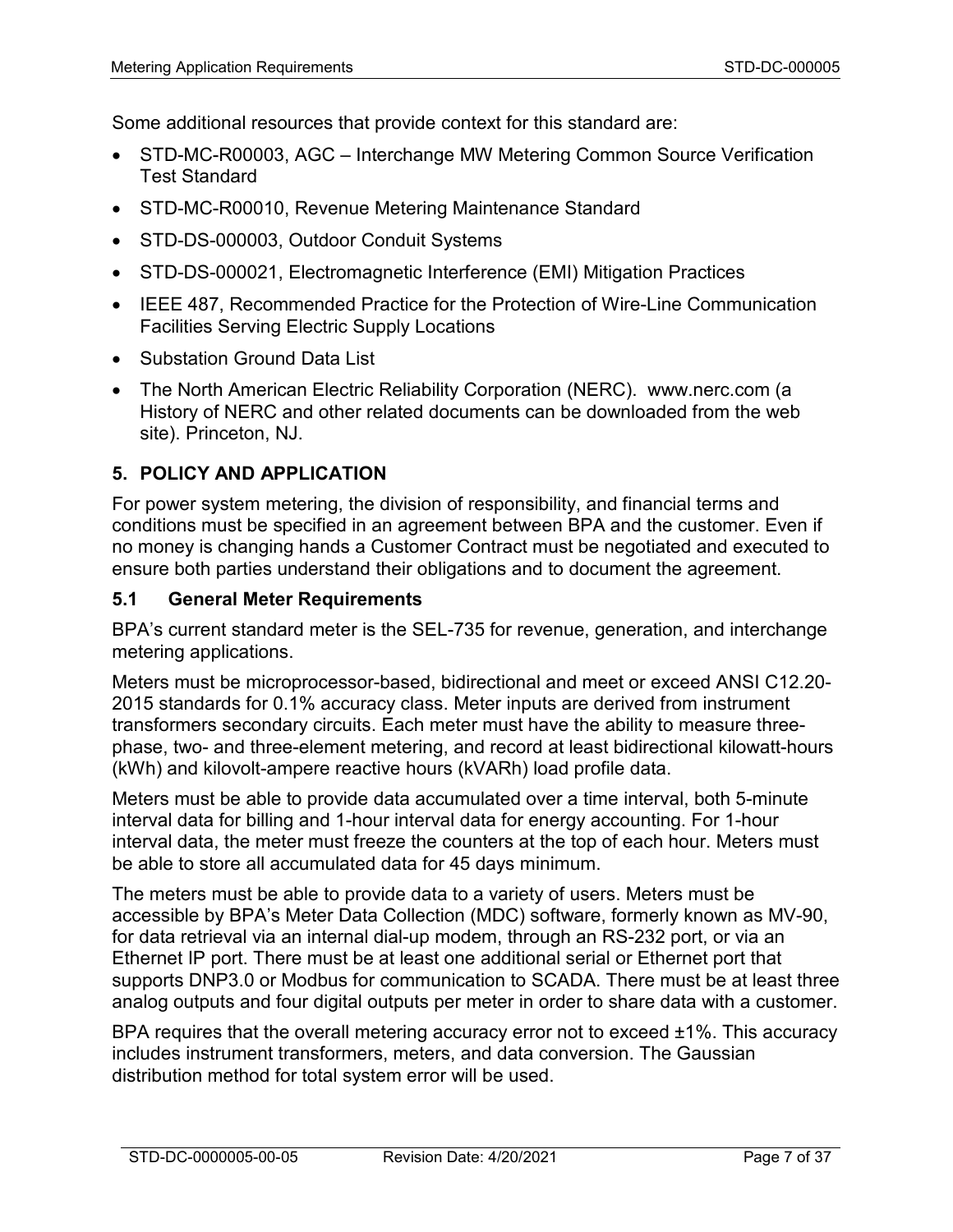Some additional resources that provide context for this standard are:

- STD-MC-R00003, AGC – Interchange MW Metering Common Source Verification Test Standard
- STD-MC-R00010, Revenue Metering Maintenance Standard
- STD-DS-000003, Outdoor Conduit Systems
- STD-DS-000021, Electromagnetic Interference (EMI) Mitigation Practices
- IEEE 487, Recommended Practice for the Protection of Wire-Line Communication Facilities Serving Electric Supply Locations
- Substation Ground Data List
- The North American Electric Reliability Corporation (NERC). www.nerc.com (a History of NERC and other related documents can be downloaded from the web site). Princeton, NJ.

## 5. POLICY AND APPLICATION

For power system metering, the division of responsibility, and financial terms and conditions must be specified in an agreement between BPA and the customer. Even if no money is changing hands a Customer Contract must be negotiated and executed to ensure both parties understand their obligations and to document the agreement.

### 5.1 General Meter Requirements

BPA's current standard meter is the SEL-735 for revenue, generation, and interchange metering applications.

Meters must be microprocessor-based, bidirectional and meet or exceed ANSI C12.20-2015 standards for 0.1% accuracy class. Meter inputs are derived from instrument transformers secondary circuits. Each meter must have the ability to measure three-phase, two- and three-element metering, and record at least bidirectional kilowatt-hours (kWh) and kilovolt-ampere reactive hours (kVARh) load profile data.

Meters must be able to provide data accumulated over a time interval, both 5-minute interval data for billing and 1-hour interval data for energy accounting. For 1-hour interval data, the meter must freeze the counters at the top of each hour. Meters must be able to store all accumulated data for 45 days minimum.

The meters must be able to provide data to a variety of users. Meters must be accessible by BPA's Meter Data Collection (MDC) software, formerly known as MV-90, for data retrieval via an internal dial-up modem, through an RS-232 port, or via an Ethernet IP port. There must be at least one additional serial or Ethernet port that supports DNP3.0 or Modbus for communication to SCADA. There must be at least three analog outputs and four digital outputs per meter in order to share data with a customer.

BPA requires that the overall metering accuracy error not to exceed ±1%. This accuracy includes instrument transformers, meters, and data conversion. The Gaussian distribution method for total system error will be used.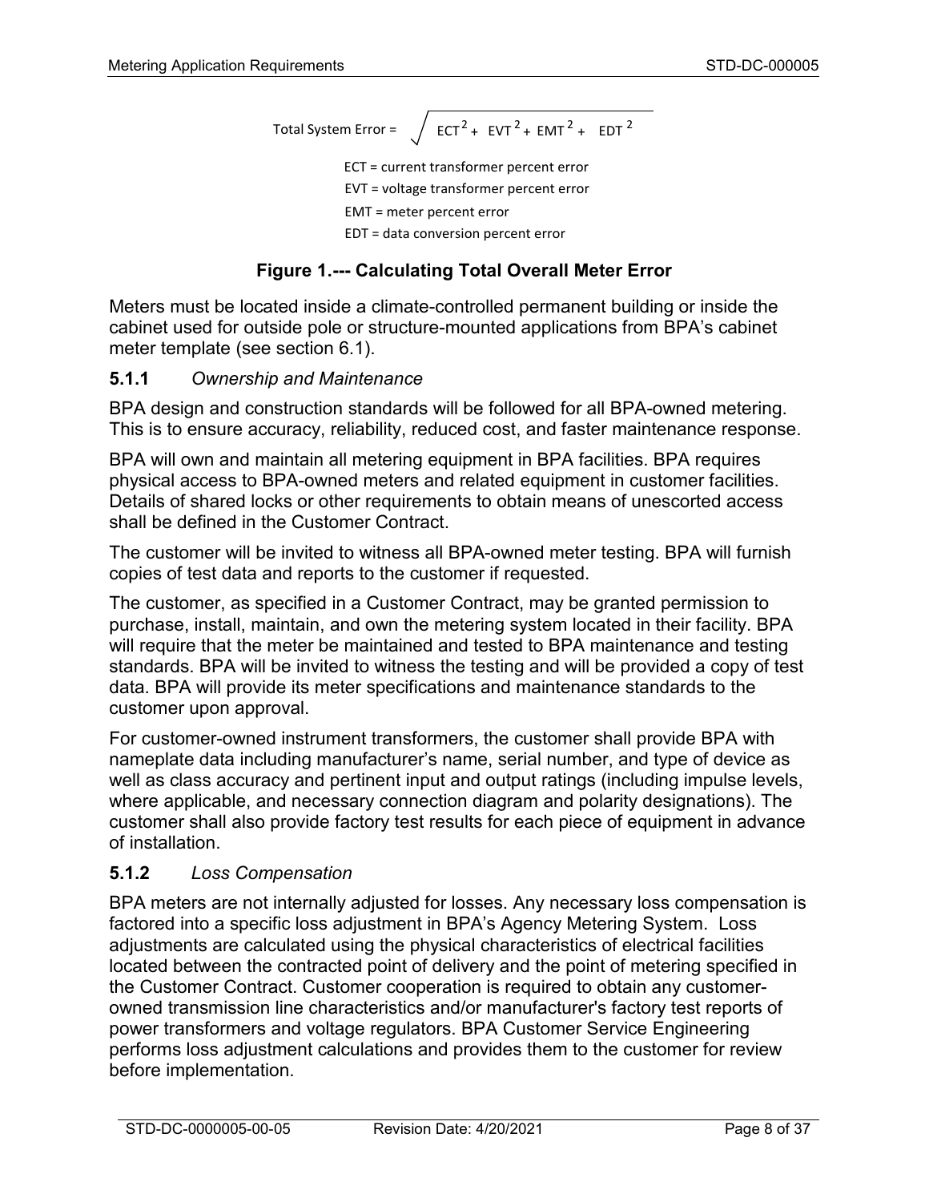$$\text{Total System Error} = \sqrt{ECT^2 + EVT^2 + EMT^2 + EDT^2}$$

ECT = current transformer percent error

EVT = voltage transformer percent error

EMT = meter percent error

EDT = data conversion percent error

**Figure 1.--- Calculating Total Overall Meter Error**

Meters must be located inside a climate-controlled permanent building or inside the cabinet used for outside pole or structure-mounted applications from BPA's cabinet meter template (see section 6.1).

### 5.1.1 *Ownership and Maintenance*

BPA design and construction standards will be followed for all BPA-owned metering. This is to ensure accuracy, reliability, reduced cost, and faster maintenance response.

BPA will own and maintain all metering equipment in BPA facilities. BPA requires physical access to BPA-owned meters and related equipment in customer facilities. Details of shared locks or other requirements to obtain means of unescorted access shall be defined in the Customer Contract.

The customer will be invited to witness all BPA-owned meter testing. BPA will furnish copies of test data and reports to the customer if requested.

The customer, as specified in a Customer Contract, may be granted permission to purchase, install, maintain, and own the metering system located in their facility. BPA will require that the meter be maintained and tested to BPA maintenance and testing standards. BPA will be invited to witness the testing and will be provided a copy of test data. BPA will provide its meter specifications and maintenance standards to the customer upon approval.

For customer-owned instrument transformers, the customer shall provide BPA with nameplate data including manufacturer's name, serial number, and type of device as well as class accuracy and pertinent input and output ratings (including impulse levels, where applicable, and necessary connection diagram and polarity designations). The customer shall also provide factory test results for each piece of equipment in advance of installation.

### 5.1.2 *Loss Compensation*

BPA meters are not internally adjusted for losses. Any necessary loss compensation is factored into a specific loss adjustment in BPA's Agency Metering System. Loss adjustments are calculated using the physical characteristics of electrical facilities located between the contracted point of delivery and the point of metering specified in the Customer Contract. Customer cooperation is required to obtain any customer-owned transmission line characteristics and/or manufacturer's factory test reports of power transformers and voltage regulators. BPA Customer Service Engineering performs loss adjustment calculations and provides them to the customer for review before implementation.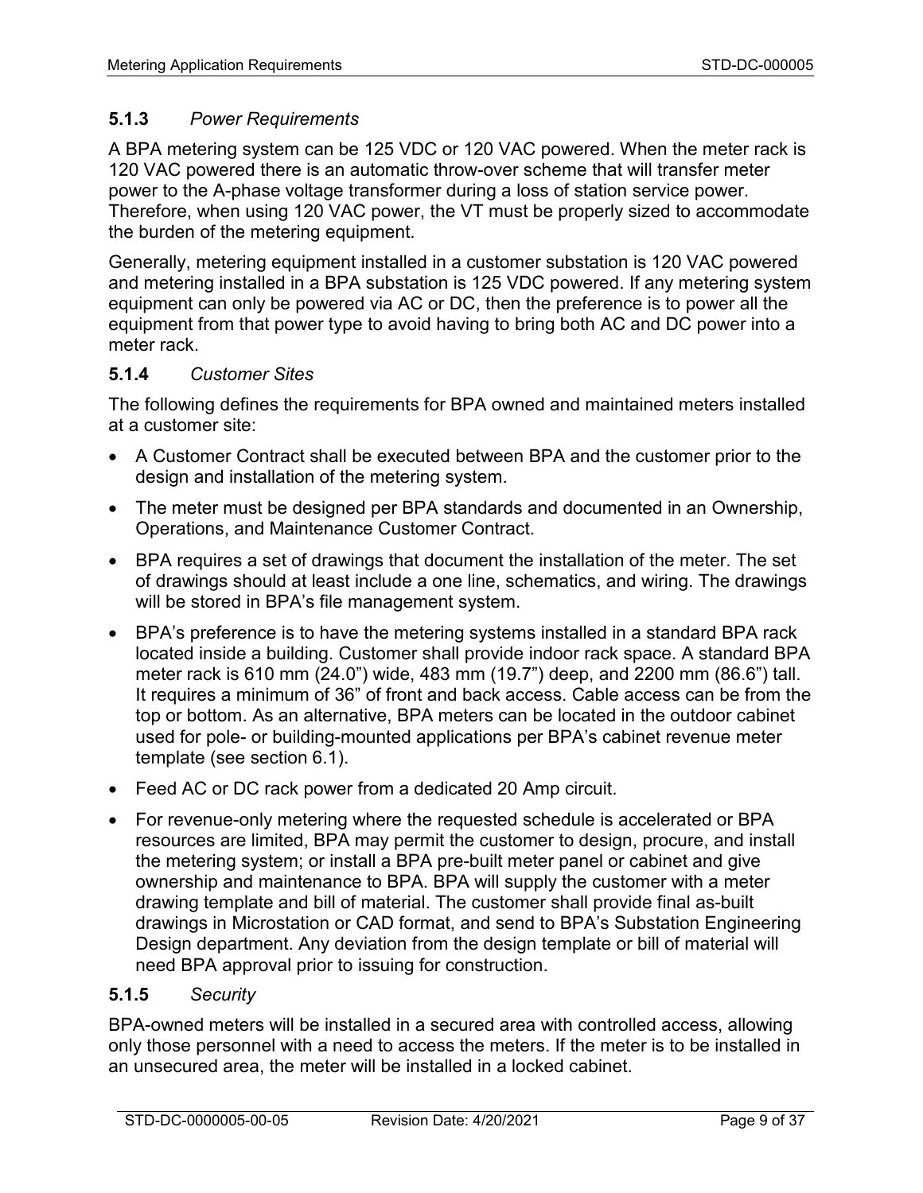### 5.1.3 *Power Requirements*

A BPA metering system can be 125 VDC or 120 VAC powered. When the meter rack is 120 VAC powered there is an automatic throw-over scheme that will transfer meter power to the A-phase voltage transformer during a loss of station service power. Therefore, when using 120 VAC power, the VT must be properly sized to accommodate the burden of the metering equipment.

Generally, metering equipment installed in a customer substation is 120 VAC powered and metering installed in a BPA substation is 125 VDC powered. If any metering system equipment can only be powered via AC or DC, then the preference is to power all the equipment from that power type to avoid having to bring both AC and DC power into a meter rack.

### 5.1.4 *Customer Sites*

The following defines the requirements for BPA owned and maintained meters installed at a customer site:

- A Customer Contract shall be executed between BPA and the customer prior to the design and installation of the metering system.
- The meter must be designed per BPA standards and documented in an Ownership, Operations, and Maintenance Customer Contract.
- BPA requires a set of drawings that document the installation of the meter. The set of drawings should at least include a one line, schematics, and wiring. The drawings will be stored in BPA's file management system.
- BPA's preference is to have the metering systems installed in a standard BPA rack located inside a building. Customer shall provide indoor rack space. A standard BPA meter rack is 610 mm (24.0") wide, 483 mm (19.7") deep, and 2200 mm (86.6") tall. It requires a minimum of 36" of front and back access. Cable access can be from the top or bottom. As an alternative, BPA meters can be located in the outdoor cabinet used for pole- or building-mounted applications per BPA's cabinet revenue meter template (see section 6.1).
- Feed AC or DC rack power from a dedicated 20 Amp circuit.
- For revenue-only metering where the requested schedule is accelerated or BPA resources are limited, BPA may permit the customer to design, procure, and install the metering system; or install a BPA pre-built meter panel or cabinet and give ownership and maintenance to BPA. BPA will supply the customer with a meter drawing template and bill of material. The customer shall provide final as-built drawings in Microstation or CAD format, and send to BPA's Substation Engineering Design department. Any deviation from the design template or bill of material will need BPA approval prior to issuing for construction.

### 5.1.5 *Security*

BPA-owned meters will be installed in a secured area with controlled access, allowing only those personnel with a need to access the meters. If the meter is to be installed in an unsecured area, the meter will be installed in a locked cabinet.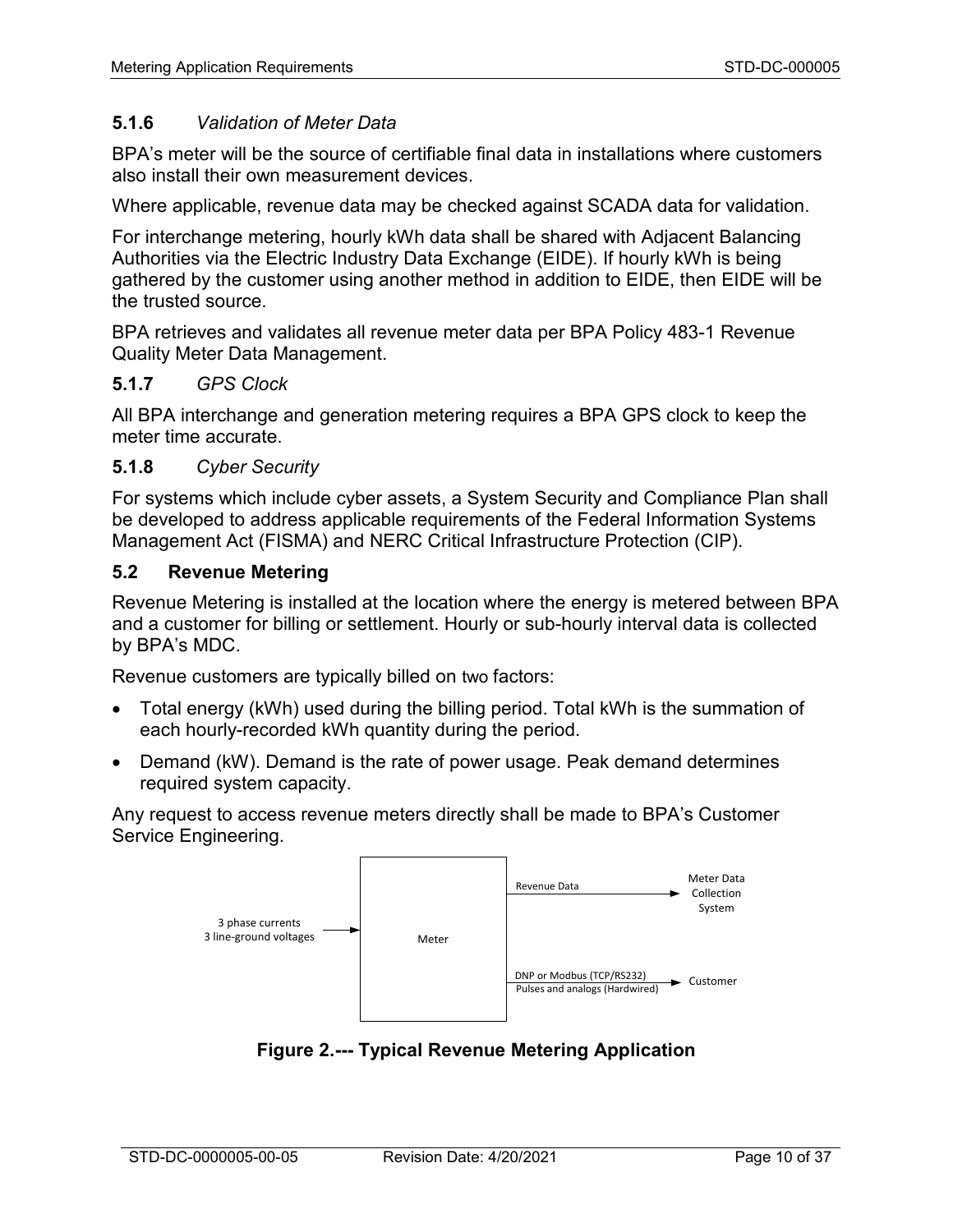### 5.1.6 *Validation of Meter Data*

BPA's meter will be the source of certifiable final data in installations where customers also install their own measurement devices.

Where applicable, revenue data may be checked against SCADA data for validation.

For interchange metering, hourly kWh data shall be shared with Adjacent Balancing Authorities via the Electric Industry Data Exchange (EIDE). If hourly kWh is being gathered by the customer using another method in addition to EIDE, then EIDE will be the trusted source.

BPA retrieves and validates all revenue meter data per BPA Policy 483-1 Revenue Quality Meter Data Management.

### 5.1.7 *GPS Clock*

All BPA interchange and generation metering requires a BPA GPS clock to keep the meter time accurate.

### 5.1.8 *Cyber Security*

For systems which include cyber assets, a System Security and Compliance Plan shall be developed to address applicable requirements of the Federal Information Systems Management Act (FISMA) and NERC Critical Infrastructure Protection (CIP).

## 5.2 Revenue Metering

Revenue Metering is installed at the location where the energy is metered between BPA and a customer for billing or settlement. Hourly or sub-hourly interval data is collected by BPA's MDC.

Revenue customers are typically billed on two factors:

- Total energy (kWh) used during the billing period. Total kWh is the summation of each hourly-recorded kWh quantity during the period.
- Demand (kW). Demand is the rate of power usage. Peak demand determines required system capacity.

Any request to access revenue meters directly shall be made to BPA's Customer Service Engineering.

3 phase currents
3 line-ground voltages → Meter

Meter → Revenue Data → Meter Data Collection System

Meter → DNP or Modbus (TCP/RS232) / Pulses and analogs (Hardwired) → Customer

**Figure 2.--- Typical Revenue Metering Application**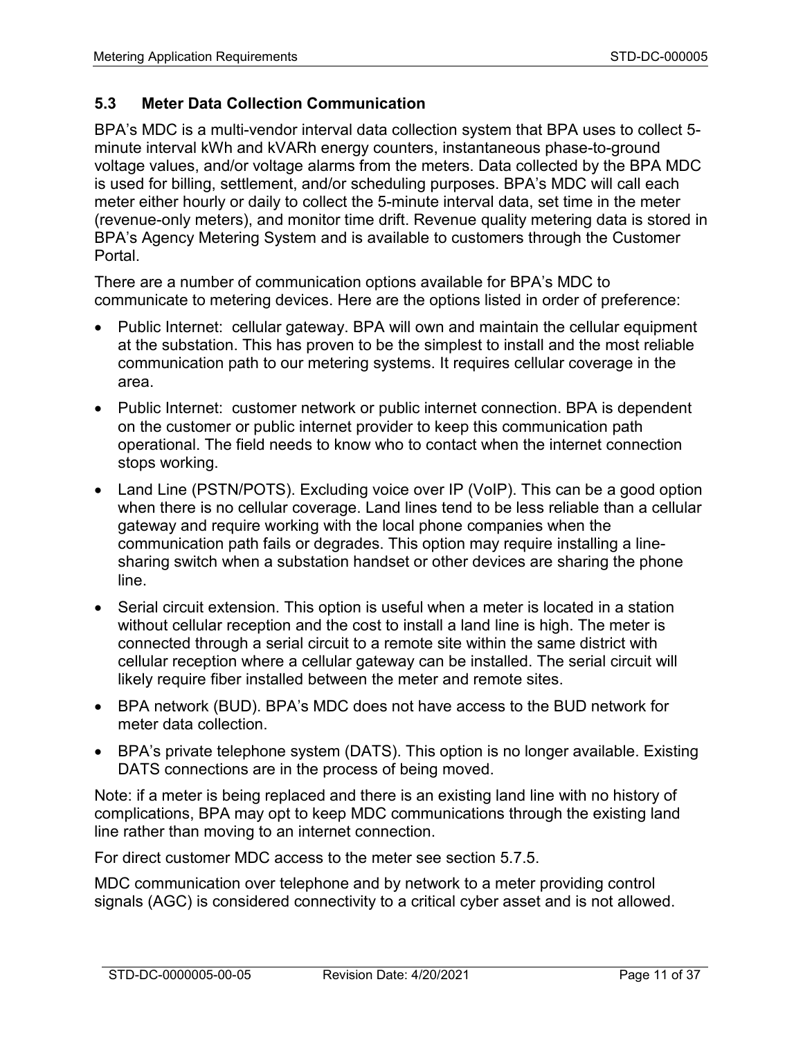## 5.3 Meter Data Collection Communication

BPA's MDC is a multi-vendor interval data collection system that BPA uses to collect 5-minute interval kWh and kVARh energy counters, instantaneous phase-to-ground voltage values, and/or voltage alarms from the meters. Data collected by the BPA MDC is used for billing, settlement, and/or scheduling purposes. BPA's MDC will call each meter either hourly or daily to collect the 5-minute interval data, set time in the meter (revenue-only meters), and monitor time drift. Revenue quality metering data is stored in BPA's Agency Metering System and is available to customers through the Customer Portal.

There are a number of communication options available for BPA's MDC to communicate to metering devices. Here are the options listed in order of preference:

- Public Internet: cellular gateway. BPA will own and maintain the cellular equipment at the substation. This has proven to be the simplest to install and the most reliable communication path to our metering systems. It requires cellular coverage in the area.
- Public Internet: customer network or public internet connection. BPA is dependent on the customer or public internet provider to keep this communication path operational. The field needs to know who to contact when the internet connection stops working.
- Land Line (PSTN/POTS). Excluding voice over IP (VoIP). This can be a good option when there is no cellular coverage. Land lines tend to be less reliable than a cellular gateway and require working with the local phone companies when the communication path fails or degrades. This option may require installing a line-sharing switch when a substation handset or other devices are sharing the phone line.
- Serial circuit extension. This option is useful when a meter is located in a station without cellular reception and the cost to install a land line is high. The meter is connected through a serial circuit to a remote site within the same district with cellular reception where a cellular gateway can be installed. The serial circuit will likely require fiber installed between the meter and remote sites.
- BPA network (BUD). BPA's MDC does not have access to the BUD network for meter data collection.
- BPA's private telephone system (DATS). This option is no longer available. Existing DATS connections are in the process of being moved.

Note: if a meter is being replaced and there is an existing land line with no history of complications, BPA may opt to keep MDC communications through the existing land line rather than moving to an internet connection.

For direct customer MDC access to the meter see section 5.7.5.

MDC communication over telephone and by network to a meter providing control signals (AGC) is considered connectivity to a critical cyber asset and is not allowed.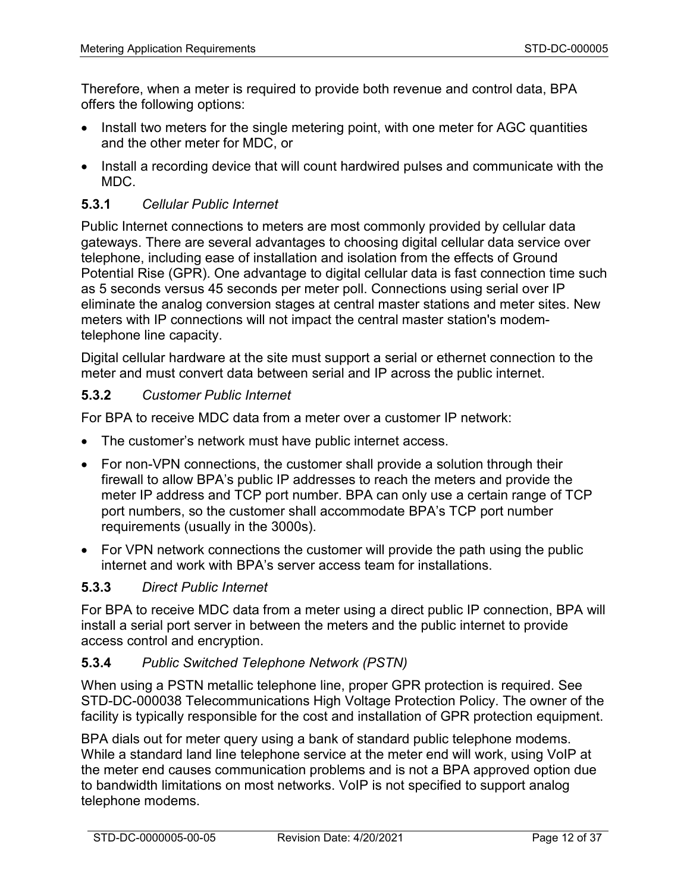Therefore, when a meter is required to provide both revenue and control data, BPA offers the following options:

- Install two meters for the single metering point, with one meter for AGC quantities and the other meter for MDC, or
- Install a recording device that will count hardwired pulses and communicate with the MDC.

### 5.3.1 *Cellular Public Internet*

Public Internet connections to meters are most commonly provided by cellular data gateways. There are several advantages to choosing digital cellular data service over telephone, including ease of installation and isolation from the effects of Ground Potential Rise (GPR). One advantage to digital cellular data is fast connection time such as 5 seconds versus 45 seconds per meter poll. Connections using serial over IP eliminate the analog conversion stages at central master stations and meter sites. New meters with IP connections will not impact the central master station's modem-telephone line capacity.

Digital cellular hardware at the site must support a serial or ethernet connection to the meter and must convert data between serial and IP across the public internet.

### 5.3.2 *Customer Public Internet*

For BPA to receive MDC data from a meter over a customer IP network:

- The customer's network must have public internet access.
- For non-VPN connections, the customer shall provide a solution through their firewall to allow BPA's public IP addresses to reach the meters and provide the meter IP address and TCP port number. BPA can only use a certain range of TCP port numbers, so the customer shall accommodate BPA's TCP port number requirements (usually in the 3000s).
- For VPN network connections the customer will provide the path using the public internet and work with BPA's server access team for installations.

### 5.3.3 *Direct Public Internet*

For BPA to receive MDC data from a meter using a direct public IP connection, BPA will install a serial port server in between the meters and the public internet to provide access control and encryption.

### 5.3.4 *Public Switched Telephone Network (PSTN)*

When using a PSTN metallic telephone line, proper GPR protection is required. See STD-DC-000038 Telecommunications High Voltage Protection Policy. The owner of the facility is typically responsible for the cost and installation of GPR protection equipment.

BPA dials out for meter query using a bank of standard public telephone modems. While a standard land line telephone service at the meter end will work, using VoIP at the meter end causes communication problems and is not a BPA approved option due to bandwidth limitations on most networks. VoIP is not specified to support analog telephone modems.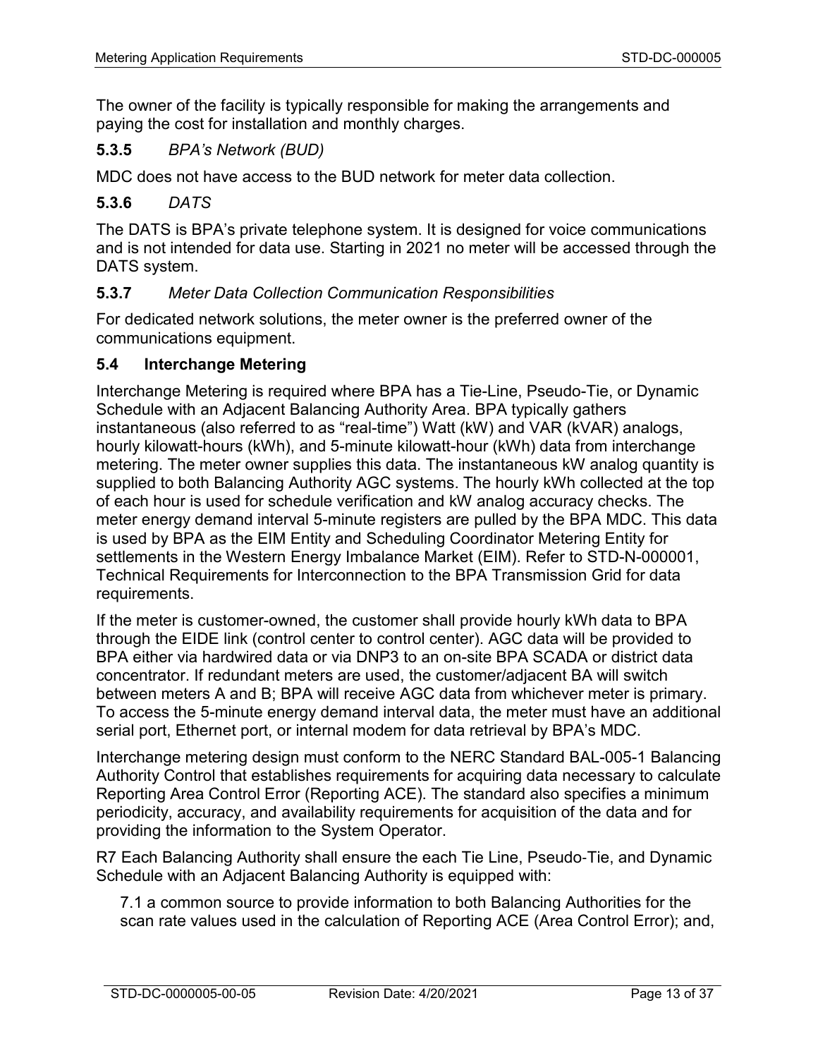The owner of the facility is typically responsible for making the arrangements and paying the cost for installation and monthly charges.

### 5.3.5 *BPA's Network (BUD)*

MDC does not have access to the BUD network for meter data collection.

### 5.3.6 *DATS*

The DATS is BPA's private telephone system. It is designed for voice communications and is not intended for data use. Starting in 2021 no meter will be accessed through the DATS system.

### 5.3.7 *Meter Data Collection Communication Responsibilities*

For dedicated network solutions, the meter owner is the preferred owner of the communications equipment.

## 5.4 Interchange Metering

Interchange Metering is required where BPA has a Tie-Line, Pseudo-Tie, or Dynamic Schedule with an Adjacent Balancing Authority Area. BPA typically gathers instantaneous (also referred to as "real-time") Watt (kW) and VAR (kVAR) analogs, hourly kilowatt-hours (kWh), and 5-minute kilowatt-hour (kWh) data from interchange metering. The meter owner supplies this data. The instantaneous kW analog quantity is supplied to both Balancing Authority AGC systems. The hourly kWh collected at the top of each hour is used for schedule verification and kW analog accuracy checks. The meter energy demand interval 5-minute registers are pulled by the BPA MDC. This data is used by BPA as the EIM Entity and Scheduling Coordinator Metering Entity for settlements in the Western Energy Imbalance Market (EIM). Refer to STD-N-000001, Technical Requirements for Interconnection to the BPA Transmission Grid for data requirements.

If the meter is customer-owned, the customer shall provide hourly kWh data to BPA through the EIDE link (control center to control center). AGC data will be provided to BPA either via hardwired data or via DNP3 to an on-site BPA SCADA or district data concentrator. If redundant meters are used, the customer/adjacent BA will switch between meters A and B; BPA will receive AGC data from whichever meter is primary. To access the 5-minute energy demand interval data, the meter must have an additional serial port, Ethernet port, or internal modem for data retrieval by BPA's MDC.

Interchange metering design must conform to the NERC Standard BAL-005-1 Balancing Authority Control that establishes requirements for acquiring data necessary to calculate Reporting Area Control Error (Reporting ACE). The standard also specifies a minimum periodicity, accuracy, and availability requirements for acquisition of the data and for providing the information to the System Operator.

R7 Each Balancing Authority shall ensure the each Tie Line, Pseudo-Tie, and Dynamic Schedule with an Adjacent Balancing Authority is equipped with:

7.1 a common source to provide information to both Balancing Authorities for the scan rate values used in the calculation of Reporting ACE (Area Control Error); and,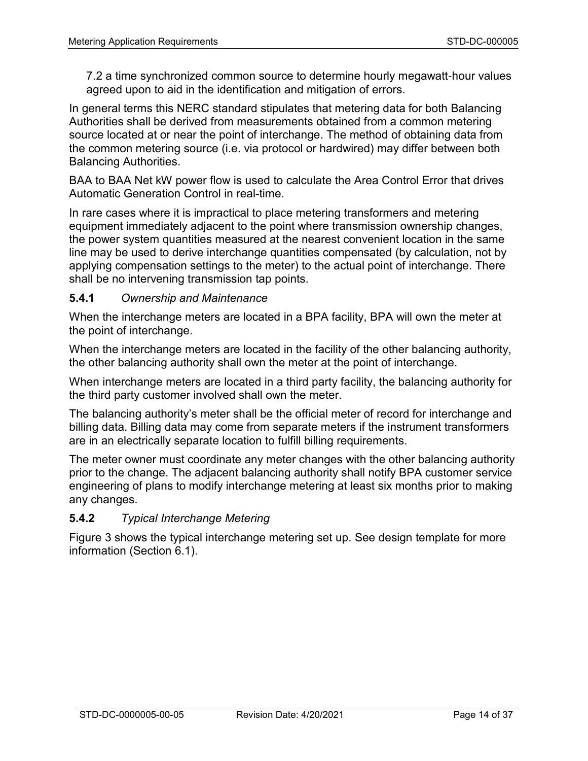7.2 a time synchronized common source to determine hourly megawatt-hour values agreed upon to aid in the identification and mitigation of errors.

In general terms this NERC standard stipulates that metering data for both Balancing Authorities shall be derived from measurements obtained from a common metering source located at or near the point of interchange. The method of obtaining data from the common metering source (i.e. via protocol or hardwired) may differ between both Balancing Authorities.

BAA to BAA Net kW power flow is used to calculate the Area Control Error that drives Automatic Generation Control in real-time.

In rare cases where it is impractical to place metering transformers and metering equipment immediately adjacent to the point where transmission ownership changes, the power system quantities measured at the nearest convenient location in the same line may be used to derive interchange quantities compensated (by calculation, not by applying compensation settings to the meter) to the actual point of interchange. There shall be no intervening transmission tap points.

### **5.4.1** *Ownership and Maintenance*

When the interchange meters are located in a BPA facility, BPA will own the meter at the point of interchange.

When the interchange meters are located in the facility of the other balancing authority, the other balancing authority shall own the meter at the point of interchange.

When interchange meters are located in a third party facility, the balancing authority for the third party customer involved shall own the meter.

The balancing authority's meter shall be the official meter of record for interchange and billing data. Billing data may come from separate meters if the instrument transformers are in an electrically separate location to fulfill billing requirements.

The meter owner must coordinate any meter changes with the other balancing authority prior to the change. The adjacent balancing authority shall notify BPA customer service engineering of plans to modify interchange metering at least six months prior to making any changes.

### **5.4.2** *Typical Interchange Metering*

Figure 3 shows the typical interchange metering set up. See design template for more information (Section 6.1).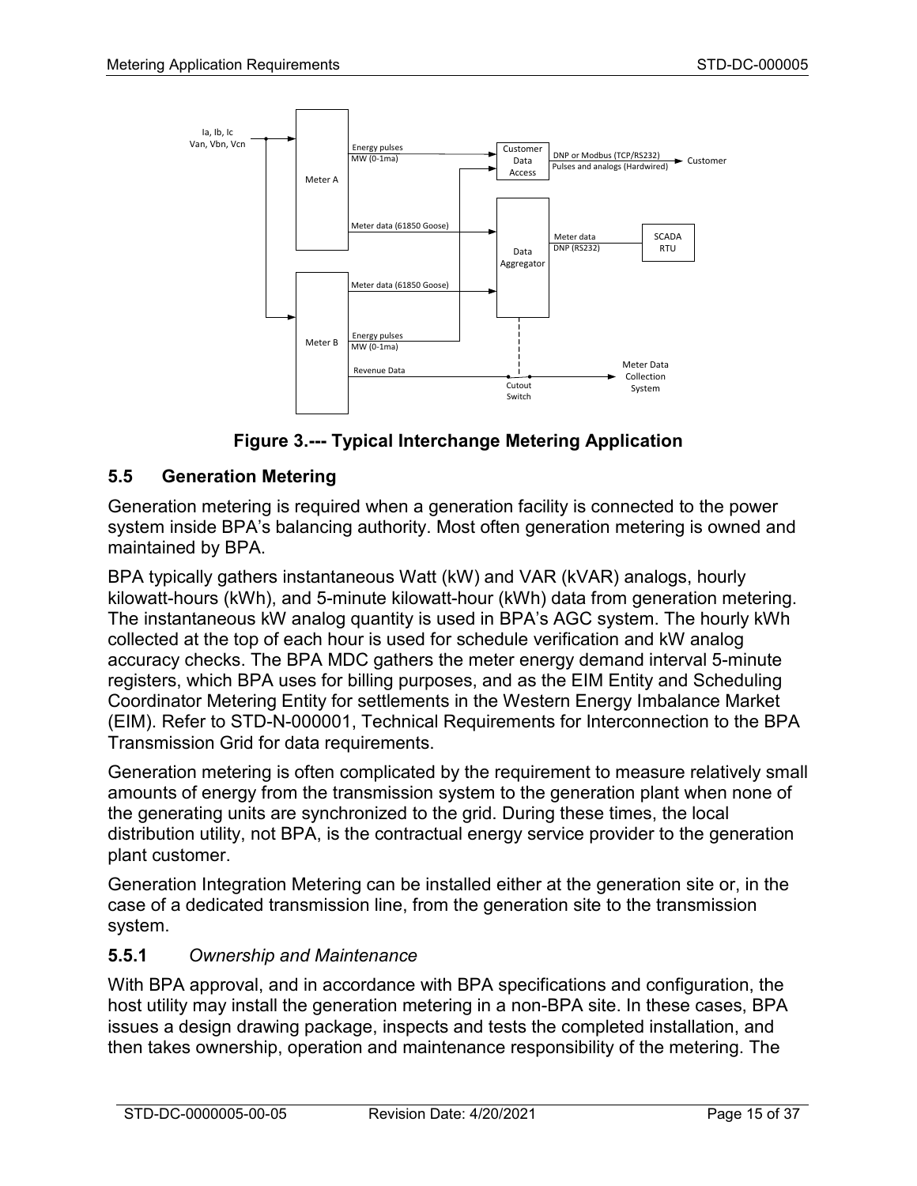**Figure 3.--- Typical Interchange Metering Application**

### 5.5 Generation Metering

Generation metering is required when a generation facility is connected to the power system inside BPA's balancing authority. Most often generation metering is owned and maintained by BPA.

BPA typically gathers instantaneous Watt (kW) and VAR (kVAR) analogs, hourly kilowatt-hours (kWh), and 5-minute kilowatt-hour (kWh) data from generation metering. The instantaneous kW analog quantity is used in BPA's AGC system. The hourly kWh collected at the top of each hour is used for schedule verification and kW analog accuracy checks. The BPA MDC gathers the meter energy demand interval 5-minute registers, which BPA uses for billing purposes, and as the EIM Entity and Scheduling Coordinator Metering Entity for settlements in the Western Energy Imbalance Market (EIM). Refer to STD-N-000001, Technical Requirements for Interconnection to the BPA Transmission Grid for data requirements.

Generation metering is often complicated by the requirement to measure relatively small amounts of energy from the transmission system to the generation plant when none of the generating units are synchronized to the grid. During these times, the local distribution utility, not BPA, is the contractual energy service provider to the generation plant customer.

Generation Integration Metering can be installed either at the generation site or, in the case of a dedicated transmission line, from the generation site to the transmission system.

#### 5.5.1 *Ownership and Maintenance*

With BPA approval, and in accordance with BPA specifications and configuration, the host utility may install the generation metering in a non-BPA site. In these cases, BPA issues a design drawing package, inspects and tests the completed installation, and then takes ownership, operation and maintenance responsibility of the metering. The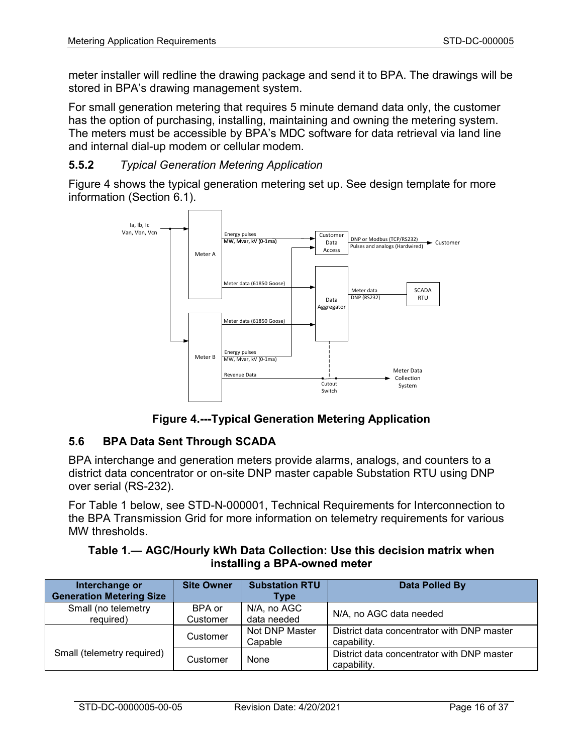meter installer will redline the drawing package and send it to BPA. The drawings will be stored in BPA's drawing management system.

For small generation metering that requires 5 minute demand data only, the customer has the option of purchasing, installing, maintaining and owning the metering system. The meters must be accessible by BPA's MDC software for data retrieval via land line and internal dial-up modem or cellular modem.

### 5.5.2 *Typical Generation Metering Application*

Figure 4 shows the typical generation metering set up. See design template for more information (Section 6.1).

**Figure 4.---Typical Generation Metering Application**

## 5.6 BPA Data Sent Through SCADA

BPA interchange and generation meters provide alarms, analogs, and counters to a district data concentrator or on-site DNP master capable Substation RTU using DNP over serial (RS-232).

For Table 1 below, see STD-N-000001, Technical Requirements for Interconnection to the BPA Transmission Grid for more information on telemetry requirements for various MW thresholds.

**Table 1.— AGC/Hourly kWh Data Collection: Use this decision matrix when installing a BPA-owned meter**

| Interchange or Generation Metering Size | Site Owner | Substation RTU Type | Data Polled By |
|---|---|---|---|
| Small (no telemetry required) | BPA or Customer | N/A, no AGC data needed | N/A, no AGC data needed |
| Small (telemetry required) | Customer | Not DNP Master Capable | District data concentrator with DNP master capability. |
| | Customer | None | District data concentrator with DNP master capability. |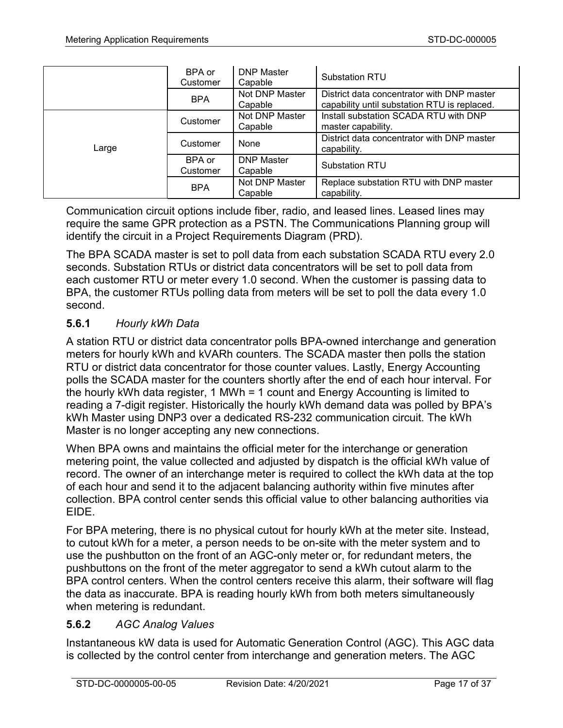| | | | |
|---|---|---|---|
| | BPA or Customer | DNP Master Capable | Substation RTU |
| | BPA | Not DNP Master Capable | District data concentrator with DNP master capability until substation RTU is replaced. |
| Large | Customer | Not DNP Master Capable | Install substation SCADA RTU with DNP master capability. |
| | Customer | None | District data concentrator with DNP master capability. |
| | BPA or Customer | DNP Master Capable | Substation RTU |
| | BPA | Not DNP Master Capable | Replace substation RTU with DNP master capability. |

Communication circuit options include fiber, radio, and leased lines. Leased lines may require the same GPR protection as a PSTN. The Communications Planning group will identify the circuit in a Project Requirements Diagram (PRD).

The BPA SCADA master is set to poll data from each substation SCADA RTU every 2.0 seconds. Substation RTUs or district data concentrators will be set to poll data from each customer RTU or meter every 1.0 second. When the customer is passing data to BPA, the customer RTUs polling data from meters will be set to poll the data every 1.0 second.

### **5.6.1** *Hourly kWh Data*

A station RTU or district data concentrator polls BPA-owned interchange and generation meters for hourly kWh and kVARh counters. The SCADA master then polls the station RTU or district data concentrator for those counter values. Lastly, Energy Accounting polls the SCADA master for the counters shortly after the end of each hour interval. For the hourly kWh data register, 1 MWh = 1 count and Energy Accounting is limited to reading a 7-digit register. Historically the hourly kWh demand data was polled by BPA's kWh Master using DNP3 over a dedicated RS-232 communication circuit. The kWh Master is no longer accepting any new connections.

When BPA owns and maintains the official meter for the interchange or generation metering point, the value collected and adjusted by dispatch is the official kWh value of record. The owner of an interchange meter is required to collect the kWh data at the top of each hour and send it to the adjacent balancing authority within five minutes after collection. BPA control center sends this official value to other balancing authorities via EIDE.

For BPA metering, there is no physical cutout for hourly kWh at the meter site. Instead, to cutout kWh for a meter, a person needs to be on-site with the meter system and to use the pushbutton on the front of an AGC-only meter or, for redundant meters, the pushbuttons on the front of the meter aggregator to send a kWh cutout alarm to the BPA control centers. When the control centers receive this alarm, their software will flag the data as inaccurate. BPA is reading hourly kWh from both meters simultaneously when metering is redundant.

### **5.6.2** *AGC Analog Values*

Instantaneous kW data is used for Automatic Generation Control (AGC). This AGC data is collected by the control center from interchange and generation meters. The AGC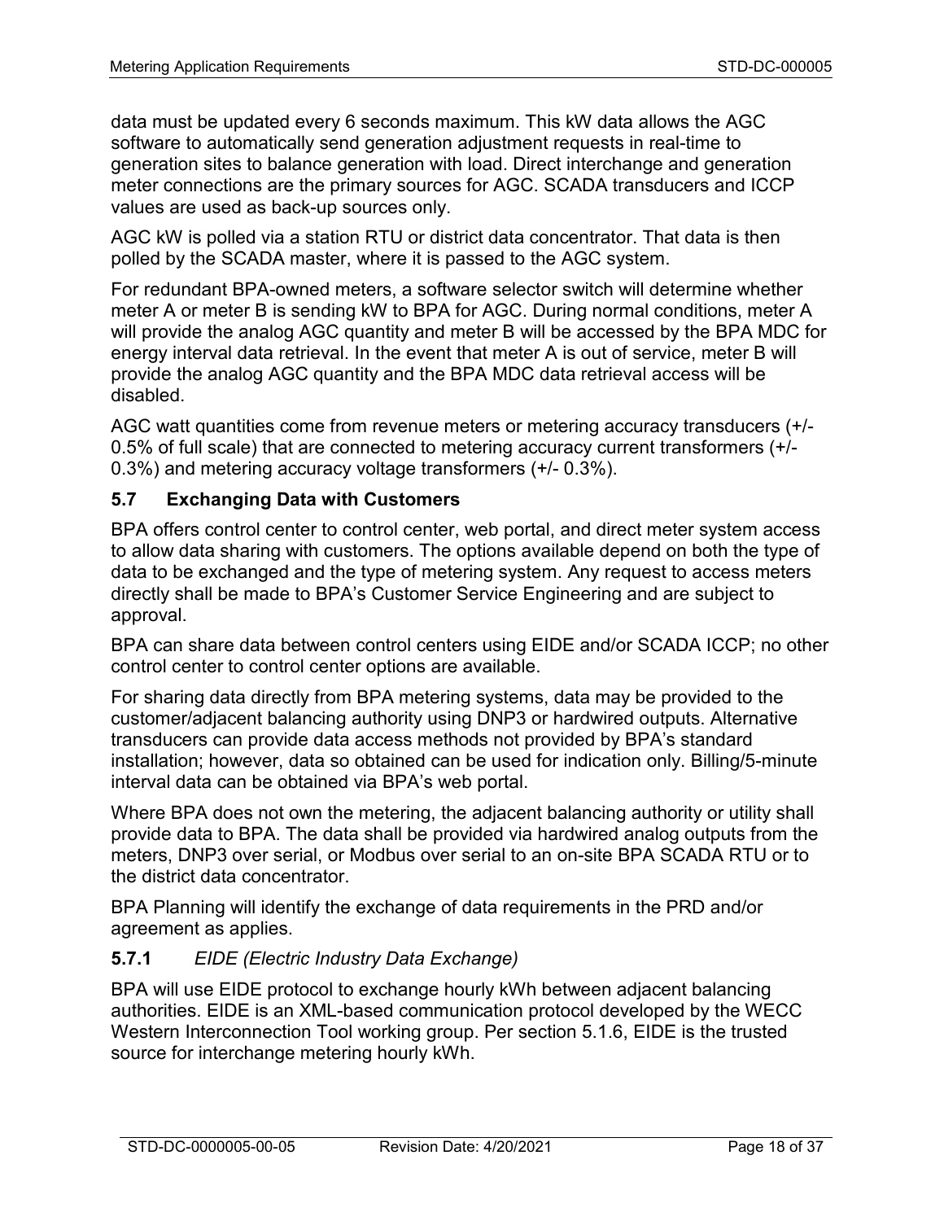data must be updated every 6 seconds maximum. This kW data allows the AGC software to automatically send generation adjustment requests in real-time to generation sites to balance generation with load. Direct interchange and generation meter connections are the primary sources for AGC. SCADA transducers and ICCP values are used as back-up sources only.

AGC kW is polled via a station RTU or district data concentrator. That data is then polled by the SCADA master, where it is passed to the AGC system.

For redundant BPA-owned meters, a software selector switch will determine whether meter A or meter B is sending kW to BPA for AGC. During normal conditions, meter A will provide the analog AGC quantity and meter B will be accessed by the BPA MDC for energy interval data retrieval. In the event that meter A is out of service, meter B will provide the analog AGC quantity and the BPA MDC data retrieval access will be disabled.

AGC watt quantities come from revenue meters or metering accuracy transducers (+/- 0.5% of full scale) that are connected to metering accuracy current transformers (+/- 0.3%) and metering accuracy voltage transformers (+/- 0.3%).

## 5.7 Exchanging Data with Customers

BPA offers control center to control center, web portal, and direct meter system access to allow data sharing with customers. The options available depend on both the type of data to be exchanged and the type of metering system. Any request to access meters directly shall be made to BPA's Customer Service Engineering and are subject to approval.

BPA can share data between control centers using EIDE and/or SCADA ICCP; no other control center to control center options are available.

For sharing data directly from BPA metering systems, data may be provided to the customer/adjacent balancing authority using DNP3 or hardwired outputs. Alternative transducers can provide data access methods not provided by BPA's standard installation; however, data so obtained can be used for indication only. Billing/5-minute interval data can be obtained via BPA's web portal.

Where BPA does not own the metering, the adjacent balancing authority or utility shall provide data to BPA. The data shall be provided via hardwired analog outputs from the meters, DNP3 over serial, or Modbus over serial to an on-site BPA SCADA RTU or to the district data concentrator.

BPA Planning will identify the exchange of data requirements in the PRD and/or agreement as applies.

### 5.7.1 *EIDE (Electric Industry Data Exchange)*

BPA will use EIDE protocol to exchange hourly kWh between adjacent balancing authorities. EIDE is an XML-based communication protocol developed by the WECC Western Interconnection Tool working group. Per section 5.1.6, EIDE is the trusted source for interchange metering hourly kWh.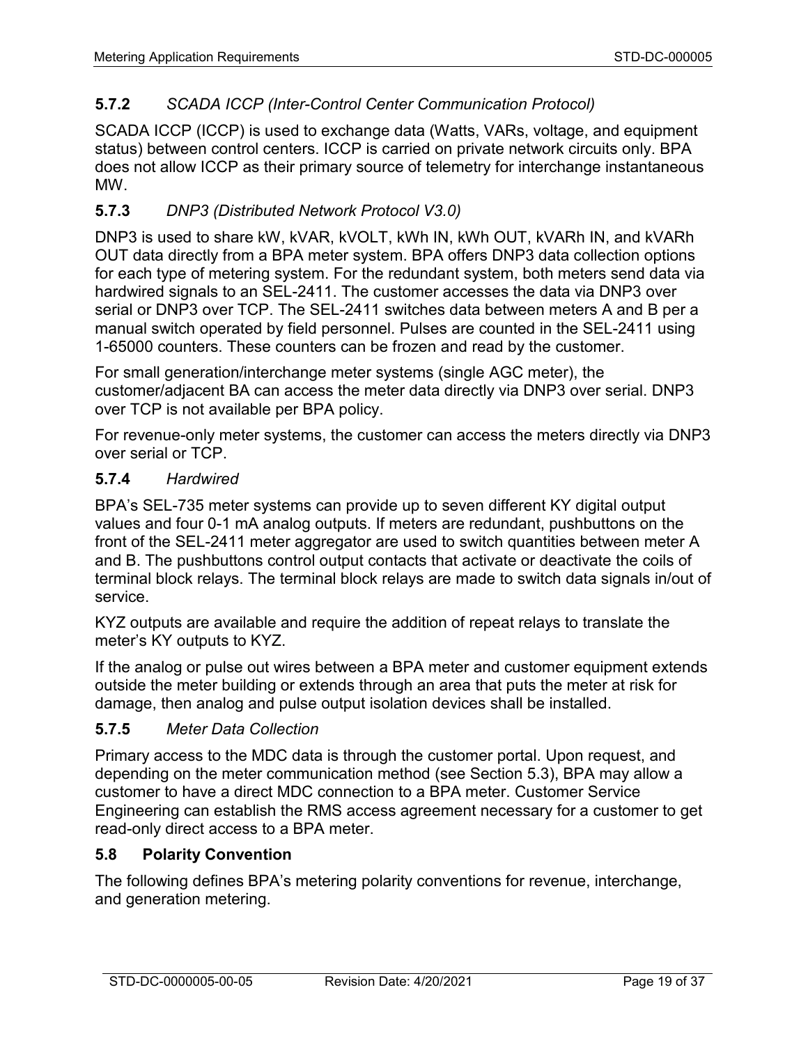#### **5.7.2** *SCADA ICCP (Inter-Control Center Communication Protocol)*

SCADA ICCP (ICCP) is used to exchange data (Watts, VARs, voltage, and equipment status) between control centers. ICCP is carried on private network circuits only. BPA does not allow ICCP as their primary source of telemetry for interchange instantaneous MW.

#### **5.7.3** *DNP3 (Distributed Network Protocol V3.0)*

DNP3 is used to share kW, kVAR, kVOLT, kWh IN, kWh OUT, kVARh IN, and kVARh OUT data directly from a BPA meter system. BPA offers DNP3 data collection options for each type of metering system. For the redundant system, both meters send data via hardwired signals to an SEL-2411. The customer accesses the data via DNP3 over serial or DNP3 over TCP. The SEL-2411 switches data between meters A and B per a manual switch operated by field personnel. Pulses are counted in the SEL-2411 using 1-65000 counters. These counters can be frozen and read by the customer.

For small generation/interchange meter systems (single AGC meter), the customer/adjacent BA can access the meter data directly via DNP3 over serial. DNP3 over TCP is not available per BPA policy.

For revenue-only meter systems, the customer can access the meters directly via DNP3 over serial or TCP.

#### **5.7.4** *Hardwired*

BPA's SEL-735 meter systems can provide up to seven different KY digital output values and four 0-1 mA analog outputs. If meters are redundant, pushbuttons on the front of the SEL-2411 meter aggregator are used to switch quantities between meter A and B. The pushbuttons control output contacts that activate or deactivate the coils of terminal block relays. The terminal block relays are made to switch data signals in/out of service.

KYZ outputs are available and require the addition of repeat relays to translate the meter's KY outputs to KYZ.

If the analog or pulse out wires between a BPA meter and customer equipment extends outside the meter building or extends through an area that puts the meter at risk for damage, then analog and pulse output isolation devices shall be installed.

#### **5.7.5** *Meter Data Collection*

Primary access to the MDC data is through the customer portal. Upon request, and depending on the meter communication method (see Section 5.3), BPA may allow a customer to have a direct MDC connection to a BPA meter. Customer Service Engineering can establish the RMS access agreement necessary for a customer to get read-only direct access to a BPA meter.

### **5.8 Polarity Convention**

The following defines BPA's metering polarity conventions for revenue, interchange, and generation metering.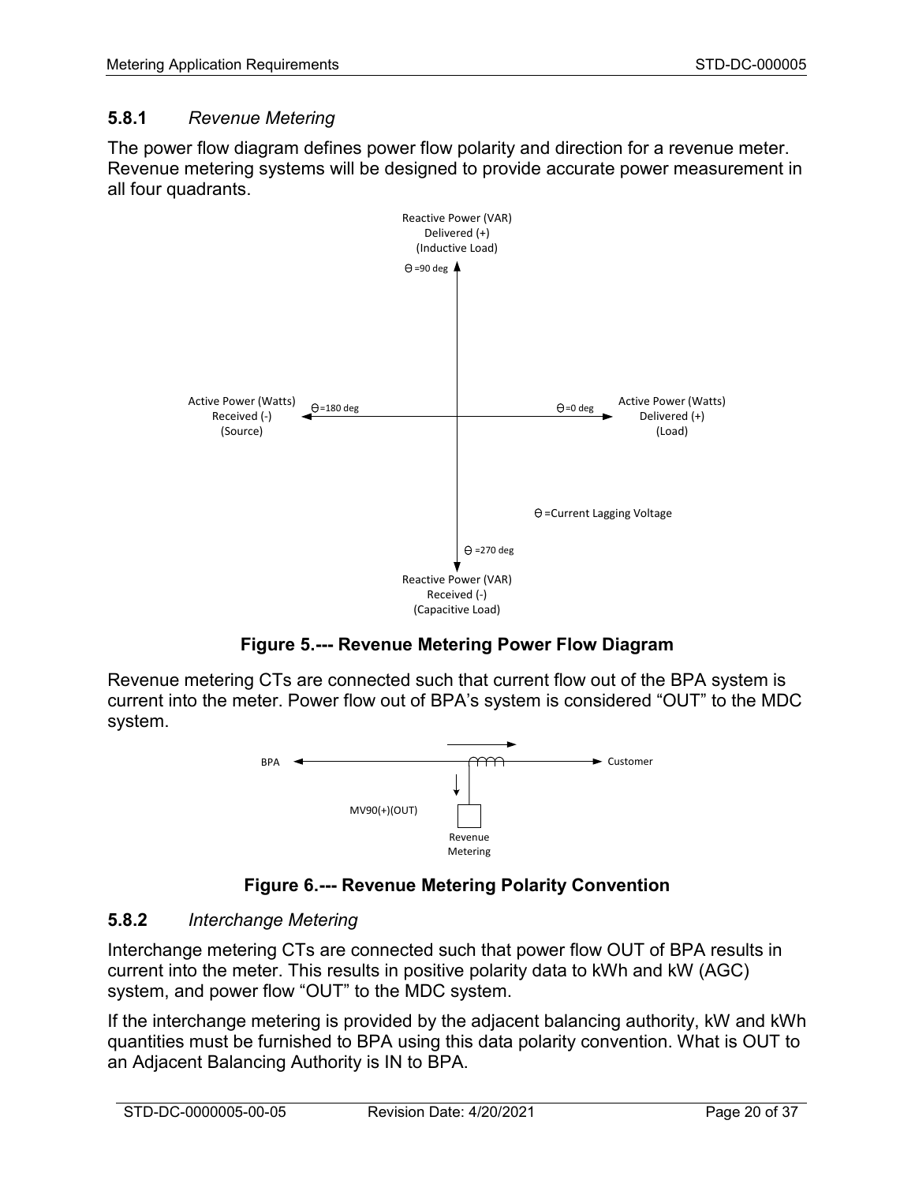### 5.8.1 *Revenue Metering*

The power flow diagram defines power flow polarity and direction for a revenue meter. Revenue metering systems will be designed to provide accurate power measurement in all four quadrants.

**Figure 5.--- Revenue Metering Power Flow Diagram**

Revenue metering CTs are connected such that current flow out of the BPA system is current into the meter. Power flow out of BPA's system is considered "OUT" to the MDC system.

**Figure 6.--- Revenue Metering Polarity Convention**

### 5.8.2 *Interchange Metering*

Interchange metering CTs are connected such that power flow OUT of BPA results in current into the meter. This results in positive polarity data to kWh and kW (AGC) system, and power flow "OUT" to the MDC system.

If the interchange metering is provided by the adjacent balancing authority, kW and kWh quantities must be furnished to BPA using this data polarity convention. What is OUT to an Adjacent Balancing Authority is IN to BPA.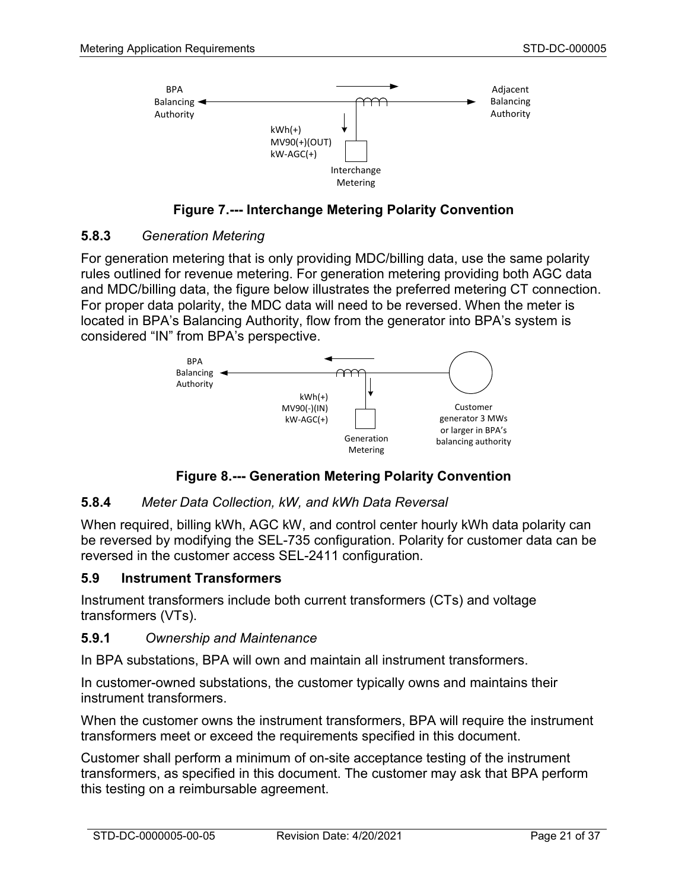BPA Balancing Authority

Adjacent Balancing Authority

kWh(+)
MV90(+)(OUT)
kW-AGC(+)

Interchange Metering

**Figure 7.--- Interchange Metering Polarity Convention**

### 5.8.3 *Generation Metering*

For generation metering that is only providing MDC/billing data, use the same polarity rules outlined for revenue metering. For generation metering providing both AGC data and MDC/billing data, the figure below illustrates the preferred metering CT connection. For proper data polarity, the MDC data will need to be reversed. When the meter is located in BPA's Balancing Authority, flow from the generator into BPA's system is considered "IN" from BPA's perspective.

BPA Balancing Authority

kWh(+)
MV90(-)(IN)
kW-AGC(+)

Generation Metering

Customer generator 3 MWs or larger in BPA's balancing authority

**Figure 8.--- Generation Metering Polarity Convention**

### 5.8.4 *Meter Data Collection, kW, and kWh Data Reversal*

When required, billing kWh, AGC kW, and control center hourly kWh data polarity can be reversed by modifying the SEL-735 configuration. Polarity for customer data can be reversed in the customer access SEL-2411 configuration.

## 5.9 Instrument Transformers

Instrument transformers include both current transformers (CTs) and voltage transformers (VTs).

### 5.9.1 *Ownership and Maintenance*

In BPA substations, BPA will own and maintain all instrument transformers.

In customer-owned substations, the customer typically owns and maintains their instrument transformers.

When the customer owns the instrument transformers, BPA will require the instrument transformers meet or exceed the requirements specified in this document.

Customer shall perform a minimum of on-site acceptance testing of the instrument transformers, as specified in this document. The customer may ask that BPA perform this testing on a reimbursable agreement.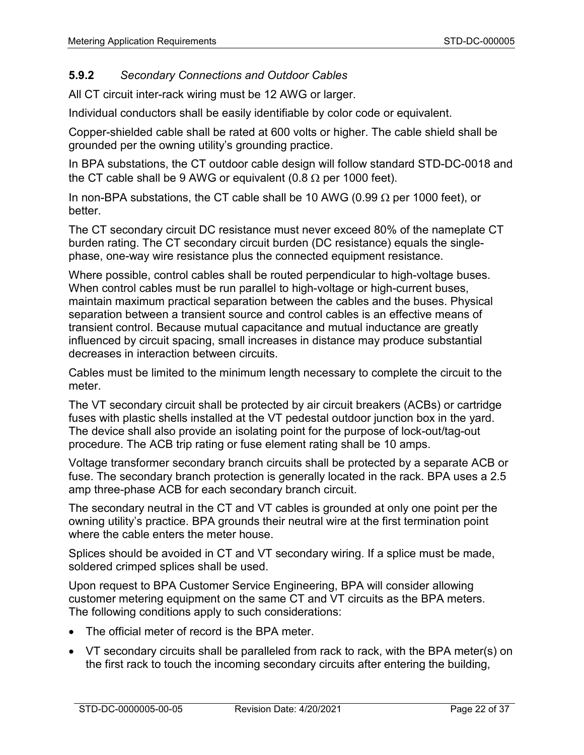### 5.9.2 *Secondary Connections and Outdoor Cables*

All CT circuit inter-rack wiring must be 12 AWG or larger.

Individual conductors shall be easily identifiable by color code or equivalent.

Copper-shielded cable shall be rated at 600 volts or higher. The cable shield shall be grounded per the owning utility's grounding practice.

In BPA substations, the CT outdoor cable design will follow standard STD-DC-0018 and the CT cable shall be 9 AWG or equivalent (0.8 $\Omega$ per 1000 feet).

In non-BPA substations, the CT cable shall be 10 AWG (0.99 $\Omega$ per 1000 feet), or better.

The CT secondary circuit DC resistance must never exceed 80% of the nameplate CT burden rating. The CT secondary circuit burden (DC resistance) equals the single-phase, one-way wire resistance plus the connected equipment resistance.

Where possible, control cables shall be routed perpendicular to high-voltage buses. When control cables must be run parallel to high-voltage or high-current buses, maintain maximum practical separation between the cables and the buses. Physical separation between a transient source and control cables is an effective means of transient control. Because mutual capacitance and mutual inductance are greatly influenced by circuit spacing, small increases in distance may produce substantial decreases in interaction between circuits.

Cables must be limited to the minimum length necessary to complete the circuit to the meter.

The VT secondary circuit shall be protected by air circuit breakers (ACBs) or cartridge fuses with plastic shells installed at the VT pedestal outdoor junction box in the yard. The device shall also provide an isolating point for the purpose of lock-out/tag-out procedure. The ACB trip rating or fuse element rating shall be 10 amps.

Voltage transformer secondary branch circuits shall be protected by a separate ACB or fuse. The secondary branch protection is generally located in the rack. BPA uses a 2.5 amp three-phase ACB for each secondary branch circuit.

The secondary neutral in the CT and VT cables is grounded at only one point per the owning utility's practice. BPA grounds their neutral wire at the first termination point where the cable enters the meter house.

Splices should be avoided in CT and VT secondary wiring. If a splice must be made, soldered crimped splices shall be used.

Upon request to BPA Customer Service Engineering, BPA will consider allowing customer metering equipment on the same CT and VT circuits as the BPA meters. The following conditions apply to such considerations:

- The official meter of record is the BPA meter.
- VT secondary circuits shall be paralleled from rack to rack, with the BPA meter(s) on the first rack to touch the incoming secondary circuits after entering the building,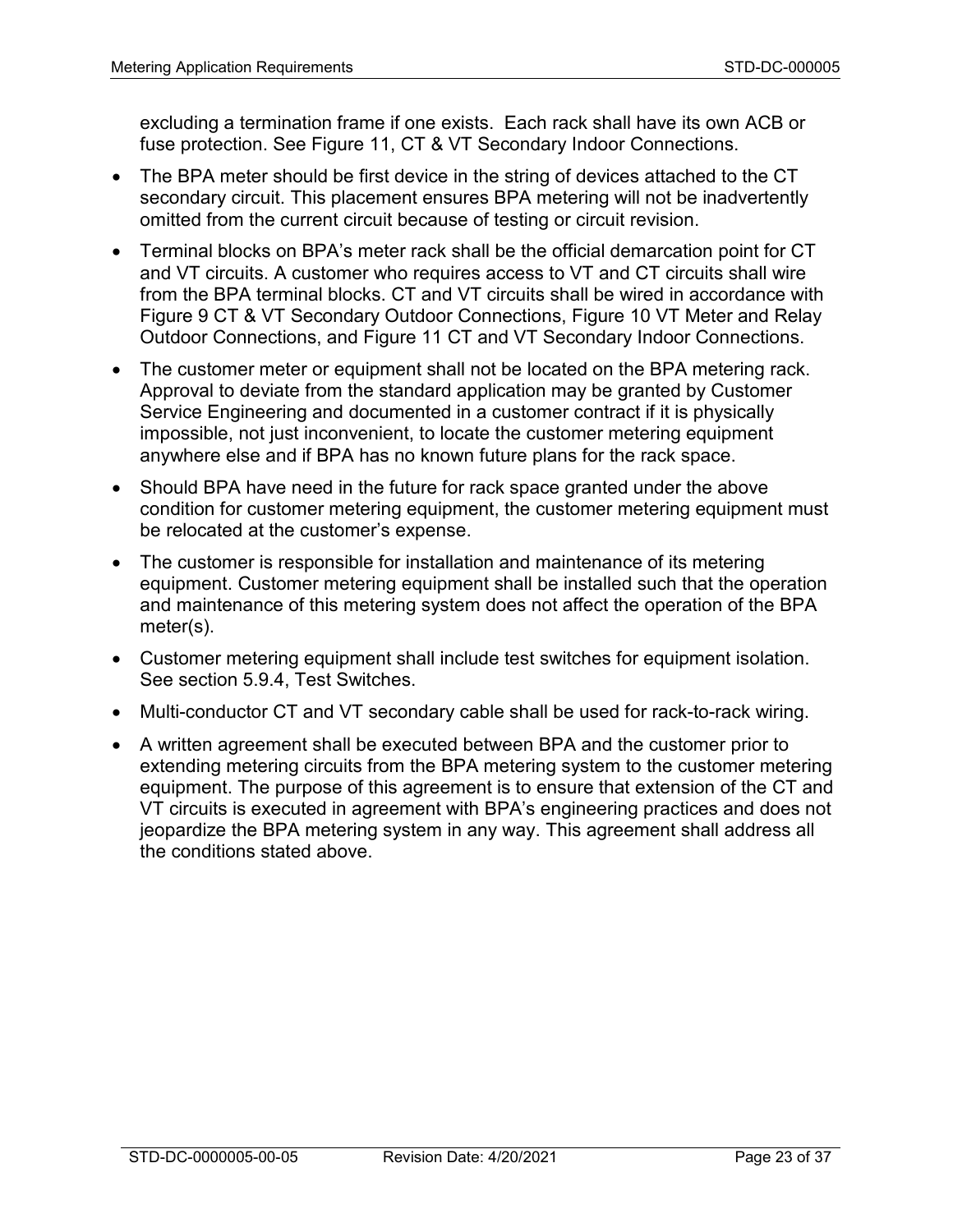excluding a termination frame if one exists. Each rack shall have its own ACB or fuse protection. See Figure 11, CT & VT Secondary Indoor Connections.

- The BPA meter should be first device in the string of devices attached to the CT secondary circuit. This placement ensures BPA metering will not be inadvertently omitted from the current circuit because of testing or circuit revision.
- Terminal blocks on BPA's meter rack shall be the official demarcation point for CT and VT circuits. A customer who requires access to VT and CT circuits shall wire from the BPA terminal blocks. CT and VT circuits shall be wired in accordance with Figure 9 CT & VT Secondary Outdoor Connections, Figure 10 VT Meter and Relay Outdoor Connections, and Figure 11 CT and VT Secondary Indoor Connections.
- The customer meter or equipment shall not be located on the BPA metering rack. Approval to deviate from the standard application may be granted by Customer Service Engineering and documented in a customer contract if it is physically impossible, not just inconvenient, to locate the customer metering equipment anywhere else and if BPA has no known future plans for the rack space.
- Should BPA have need in the future for rack space granted under the above condition for customer metering equipment, the customer metering equipment must be relocated at the customer's expense.
- The customer is responsible for installation and maintenance of its metering equipment. Customer metering equipment shall be installed such that the operation and maintenance of this metering system does not affect the operation of the BPA meter(s).
- Customer metering equipment shall include test switches for equipment isolation. See section 5.9.4, Test Switches.
- Multi-conductor CT and VT secondary cable shall be used for rack-to-rack wiring.
- A written agreement shall be executed between BPA and the customer prior to extending metering circuits from the BPA metering system to the customer metering equipment. The purpose of this agreement is to ensure that extension of the CT and VT circuits is executed in agreement with BPA's engineering practices and does not jeopardize the BPA metering system in any way. This agreement shall address all the conditions stated above.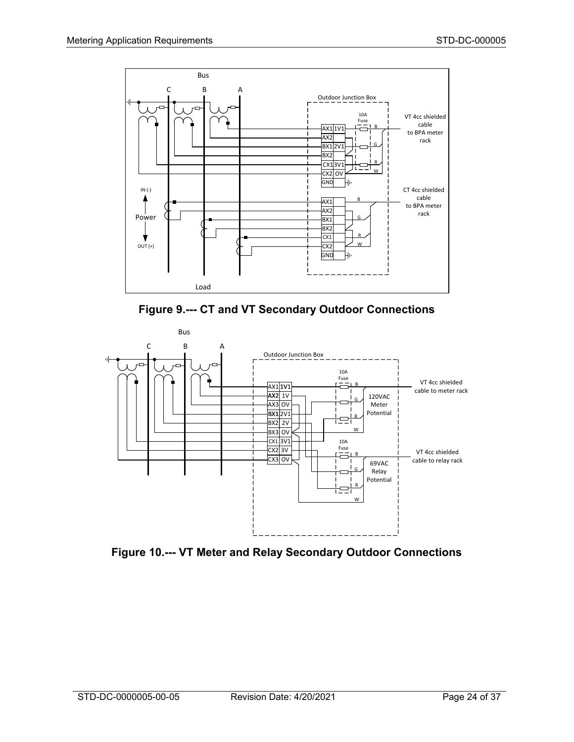Figure 9.--- CT and VT Secondary Outdoor Connections

Figure 10.--- VT Meter and Relay Secondary Outdoor Connections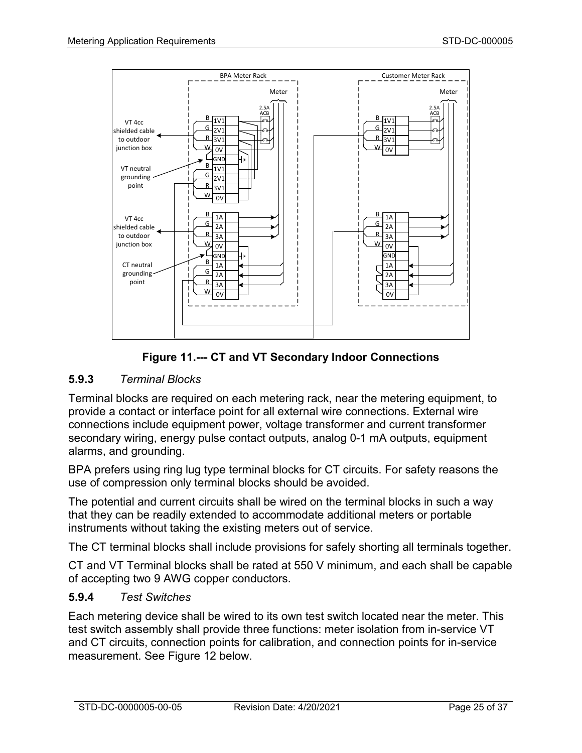**Figure 11.--- CT and VT Secondary Indoor Connections**

### 5.9.3 *Terminal Blocks*

Terminal blocks are required on each metering rack, near the metering equipment, to provide a contact or interface point for all external wire connections. External wire connections include equipment power, voltage transformer and current transformer secondary wiring, energy pulse contact outputs, analog 0-1 mA outputs, equipment alarms, and grounding.

BPA prefers using ring lug type terminal blocks for CT circuits. For safety reasons the use of compression only terminal blocks should be avoided.

The potential and current circuits shall be wired on the terminal blocks in such a way that they can be readily extended to accommodate additional meters or portable instruments without taking the existing meters out of service.

The CT terminal blocks shall include provisions for safely shorting all terminals together.

CT and VT Terminal blocks shall be rated at 550 V minimum, and each shall be capable of accepting two 9 AWG copper conductors.

### 5.9.4 *Test Switches*

Each metering device shall be wired to its own test switch located near the meter. This test switch assembly shall provide three functions: meter isolation from in-service VT and CT circuits, connection points for calibration, and connection points for in-service measurement. See Figure 12 below.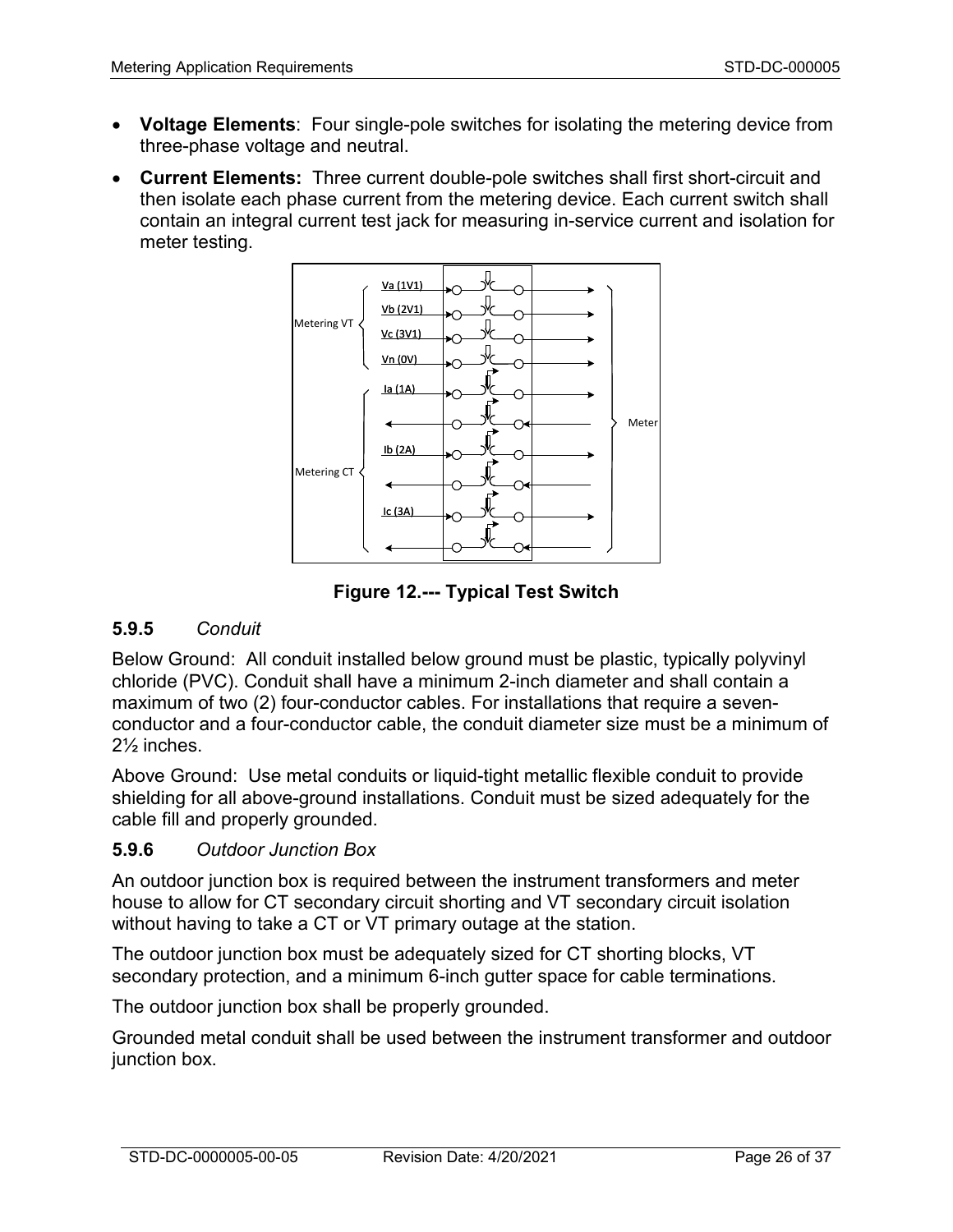- **Voltage Elements**: Four single-pole switches for isolating the metering device from three-phase voltage and neutral.
- **Current Elements:** Three current double-pole switches shall first short-circuit and then isolate each phase current from the metering device. Each current switch shall contain an integral current test jack for measuring in-service current and isolation for meter testing.

**Figure 12.--- Typical Test Switch**

### 5.9.5 *Conduit*

Below Ground: All conduit installed below ground must be plastic, typically polyvinyl chloride (PVC). Conduit shall have a minimum 2-inch diameter and shall contain a maximum of two (2) four-conductor cables. For installations that require a seven-conductor and a four-conductor cable, the conduit diameter size must be a minimum of 2½ inches.

Above Ground: Use metal conduits or liquid-tight metallic flexible conduit to provide shielding for all above-ground installations. Conduit must be sized adequately for the cable fill and properly grounded.

### 5.9.6 *Outdoor Junction Box*

An outdoor junction box is required between the instrument transformers and meter house to allow for CT secondary circuit shorting and VT secondary circuit isolation without having to take a CT or VT primary outage at the station.

The outdoor junction box must be adequately sized for CT shorting blocks, VT secondary protection, and a minimum 6-inch gutter space for cable terminations.

The outdoor junction box shall be properly grounded.

Grounded metal conduit shall be used between the instrument transformer and outdoor junction box.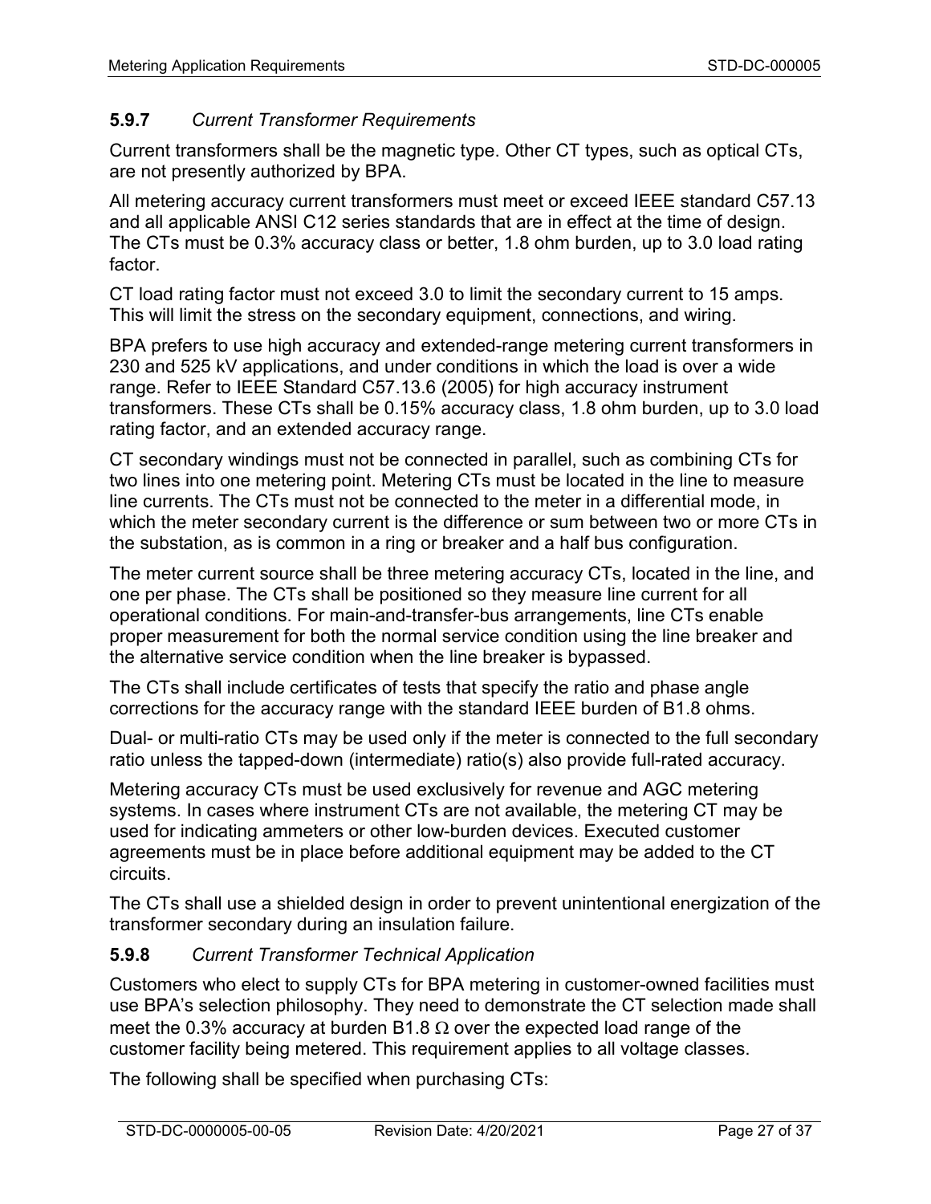### 5.9.7 *Current Transformer Requirements*

Current transformers shall be the magnetic type. Other CT types, such as optical CTs, are not presently authorized by BPA.

All metering accuracy current transformers must meet or exceed IEEE standard C57.13 and all applicable ANSI C12 series standards that are in effect at the time of design. The CTs must be 0.3% accuracy class or better, 1.8 ohm burden, up to 3.0 load rating factor.

CT load rating factor must not exceed 3.0 to limit the secondary current to 15 amps. This will limit the stress on the secondary equipment, connections, and wiring.

BPA prefers to use high accuracy and extended-range metering current transformers in 230 and 525 kV applications, and under conditions in which the load is over a wide range. Refer to IEEE Standard C57.13.6 (2005) for high accuracy instrument transformers. These CTs shall be 0.15% accuracy class, 1.8 ohm burden, up to 3.0 load rating factor, and an extended accuracy range.

CT secondary windings must not be connected in parallel, such as combining CTs for two lines into one metering point. Metering CTs must be located in the line to measure line currents. The CTs must not be connected to the meter in a differential mode, in which the meter secondary current is the difference or sum between two or more CTs in the substation, as is common in a ring or breaker and a half bus configuration.

The meter current source shall be three metering accuracy CTs, located in the line, and one per phase. The CTs shall be positioned so they measure line current for all operational conditions. For main-and-transfer-bus arrangements, line CTs enable proper measurement for both the normal service condition using the line breaker and the alternative service condition when the line breaker is bypassed.

The CTs shall include certificates of tests that specify the ratio and phase angle corrections for the accuracy range with the standard IEEE burden of B1.8 ohms.

Dual- or multi-ratio CTs may be used only if the meter is connected to the full secondary ratio unless the tapped-down (intermediate) ratio(s) also provide full-rated accuracy.

Metering accuracy CTs must be used exclusively for revenue and AGC metering systems. In cases where instrument CTs are not available, the metering CT may be used for indicating ammeters or other low-burden devices. Executed customer agreements must be in place before additional equipment may be added to the CT circuits.

The CTs shall use a shielded design in order to prevent unintentional energization of the transformer secondary during an insulation failure.

### 5.9.8 *Current Transformer Technical Application*

Customers who elect to supply CTs for BPA metering in customer-owned facilities must use BPA's selection philosophy. They need to demonstrate the CT selection made shall meet the 0.3% accuracy at burden B1.8 $\Omega$ over the expected load range of the customer facility being metered. This requirement applies to all voltage classes.

The following shall be specified when purchasing CTs: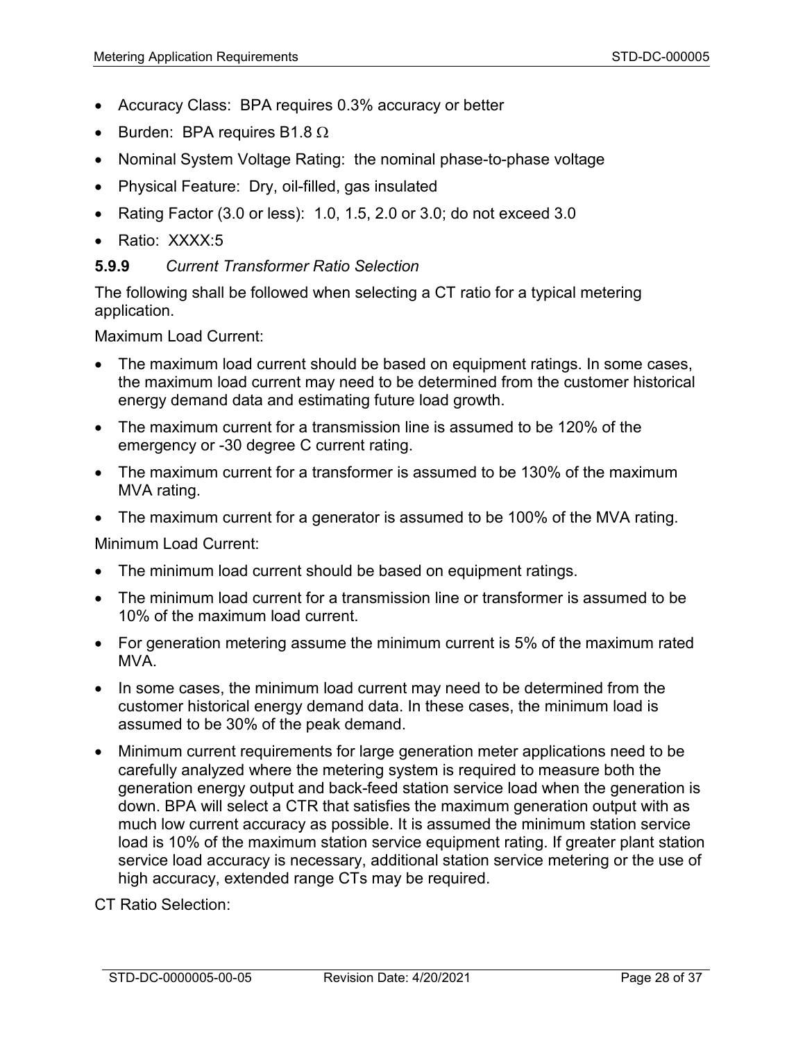- Accuracy Class: BPA requires 0.3% accuracy or better
- Burden: BPA requires B1.8 Ω
- Nominal System Voltage Rating: the nominal phase-to-phase voltage
- Physical Feature: Dry, oil-filled, gas insulated
- Rating Factor (3.0 or less): 1.0, 1.5, 2.0 or 3.0; do not exceed 3.0
- Ratio: XXXX:5

### 5.9.9 *Current Transformer Ratio Selection*

The following shall be followed when selecting a CT ratio for a typical metering application.

Maximum Load Current:

- The maximum load current should be based on equipment ratings. In some cases, the maximum load current may need to be determined from the customer historical energy demand data and estimating future load growth.
- The maximum current for a transmission line is assumed to be 120% of the emergency or -30 degree C current rating.
- The maximum current for a transformer is assumed to be 130% of the maximum MVA rating.
- The maximum current for a generator is assumed to be 100% of the MVA rating.

Minimum Load Current:

- The minimum load current should be based on equipment ratings.
- The minimum load current for a transmission line or transformer is assumed to be 10% of the maximum load current.
- For generation metering assume the minimum current is 5% of the maximum rated MVA.
- In some cases, the minimum load current may need to be determined from the customer historical energy demand data. In these cases, the minimum load is assumed to be 30% of the peak demand.
- Minimum current requirements for large generation meter applications need to be carefully analyzed where the metering system is required to measure both the generation energy output and back-feed station service load when the generation is down. BPA will select a CTR that satisfies the maximum generation output with as much low current accuracy as possible. It is assumed the minimum station service load is 10% of the maximum station service equipment rating. If greater plant station service load accuracy is necessary, additional station service metering or the use of high accuracy, extended range CTs may be required.

CT Ratio Selection: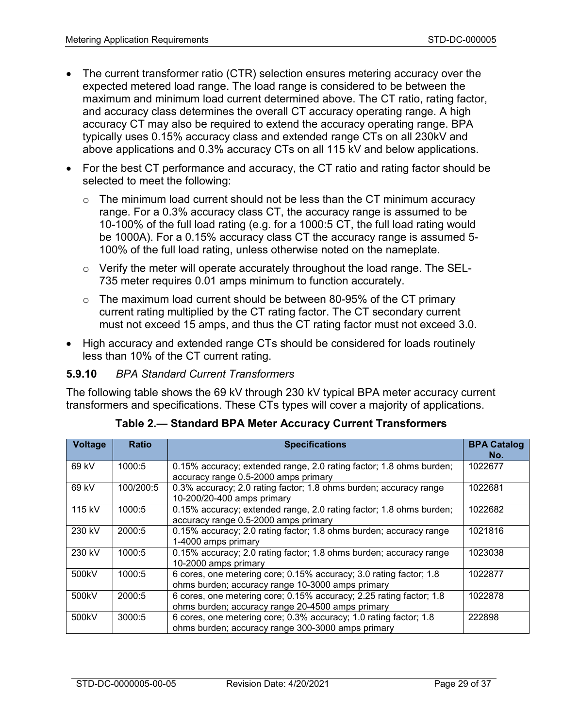- The current transformer ratio (CTR) selection ensures metering accuracy over the expected metered load range. The load range is considered to be between the maximum and minimum load current determined above. The CT ratio, rating factor, and accuracy class determines the overall CT accuracy operating range. A high accuracy CT may also be required to extend the accuracy operating range. BPA typically uses 0.15% accuracy class and extended range CTs on all 230kV and above applications and 0.3% accuracy CTs on all 115 kV and below applications.
- For the best CT performance and accuracy, the CT ratio and rating factor should be selected to meet the following:
  - The minimum load current should not be less than the CT minimum accuracy range. For a 0.3% accuracy class CT, the accuracy range is assumed to be 10-100% of the full load rating (e.g. for a 1000:5 CT, the full load rating would be 1000A). For a 0.15% accuracy class CT the accuracy range is assumed 5-100% of the full load rating, unless otherwise noted on the nameplate.
  - Verify the meter will operate accurately throughout the load range. The SEL-735 meter requires 0.01 amps minimum to function accurately.
  - The maximum load current should be between 80-95% of the CT primary current rating multiplied by the CT rating factor. The CT secondary current must not exceed 15 amps, and thus the CT rating factor must not exceed 3.0.
- High accuracy and extended range CTs should be considered for loads routinely less than 10% of the CT current rating.

### 5.9.10 *BPA Standard Current Transformers*

The following table shows the 69 kV through 230 kV typical BPA meter accuracy current transformers and specifications. These CTs types will cover a majority of applications.

**Table 2.— Standard BPA Meter Accuracy Current Transformers**

| Voltage | Ratio | Specifications | BPA Catalog No. |
|---|---|---|---|
| 69 kV | 1000:5 | 0.15% accuracy; extended range, 2.0 rating factor; 1.8 ohms burden; accuracy range 0.5-2000 amps primary | 1022677 |
| 69 kV | 100/200:5 | 0.3% accuracy; 2.0 rating factor; 1.8 ohms burden; accuracy range 10-200/20-400 amps primary | 1022681 |
| 115 kV | 1000:5 | 0.15% accuracy; extended range, 2.0 rating factor; 1.8 ohms burden; accuracy range 0.5-2000 amps primary | 1022682 |
| 230 kV | 2000:5 | 0.15% accuracy; 2.0 rating factor; 1.8 ohms burden; accuracy range 1-4000 amps primary | 1021816 |
| 230 kV | 1000:5 | 0.15% accuracy; 2.0 rating factor; 1.8 ohms burden; accuracy range 10-2000 amps primary | 1023038 |
| 500kV | 1000:5 | 6 cores, one metering core; 0.15% accuracy; 3.0 rating factor; 1.8 ohms burden; accuracy range 10-3000 amps primary | 1022877 |
| 500kV | 2000:5 | 6 cores, one metering core; 0.15% accuracy; 2.25 rating factor; 1.8 ohms burden; accuracy range 20-4500 amps primary | 1022878 |
| 500kV | 3000:5 | 6 cores, one metering core; 0.3% accuracy; 1.0 rating factor; 1.8 ohms burden; accuracy range 300-3000 amps primary | 222898 |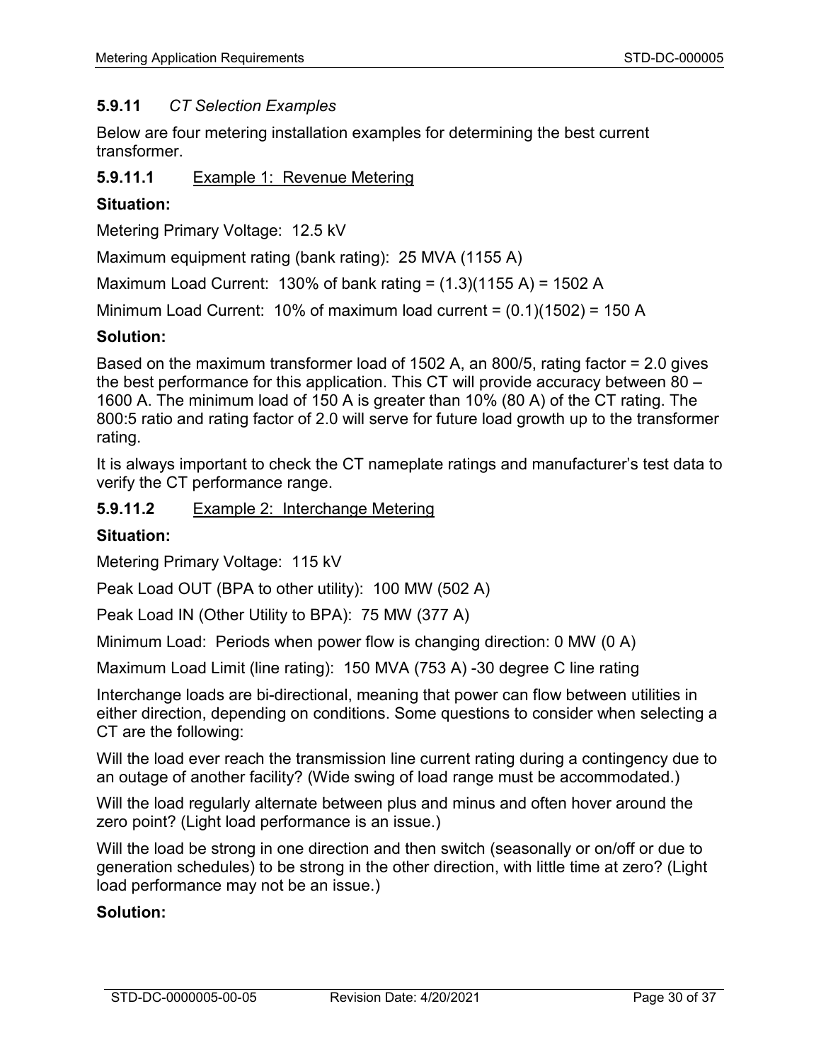### 5.9.11 *CT Selection Examples*

Below are four metering installation examples for determining the best current transformer.

#### 5.9.11.1 Example 1: Revenue Metering

**Situation:**

Metering Primary Voltage: 12.5 kV

Maximum equipment rating (bank rating): 25 MVA (1155 A)

Maximum Load Current: 130% of bank rating = (1.3)(1155 A) = 1502 A

Minimum Load Current: 10% of maximum load current = (0.1)(1502) = 150 A

**Solution:**

Based on the maximum transformer load of 1502 A, an 800/5, rating factor = 2.0 gives the best performance for this application. This CT will provide accuracy between 80 – 1600 A. The minimum load of 150 A is greater than 10% (80 A) of the CT rating. The 800:5 ratio and rating factor of 2.0 will serve for future load growth up to the transformer rating.

It is always important to check the CT nameplate ratings and manufacturer's test data to verify the CT performance range.

#### 5.9.11.2 Example 2: Interchange Metering

**Situation:**

Metering Primary Voltage: 115 kV

Peak Load OUT (BPA to other utility): 100 MW (502 A)

Peak Load IN (Other Utility to BPA): 75 MW (377 A)

Minimum Load: Periods when power flow is changing direction: 0 MW (0 A)

Maximum Load Limit (line rating): 150 MVA (753 A) -30 degree C line rating

Interchange loads are bi-directional, meaning that power can flow between utilities in either direction, depending on conditions. Some questions to consider when selecting a CT are the following:

Will the load ever reach the transmission line current rating during a contingency due to an outage of another facility? (Wide swing of load range must be accommodated.)

Will the load regularly alternate between plus and minus and often hover around the zero point? (Light load performance is an issue.)

Will the load be strong in one direction and then switch (seasonally or on/off or due to generation schedules) to be strong in the other direction, with little time at zero? (Light load performance may not be an issue.)

**Solution:**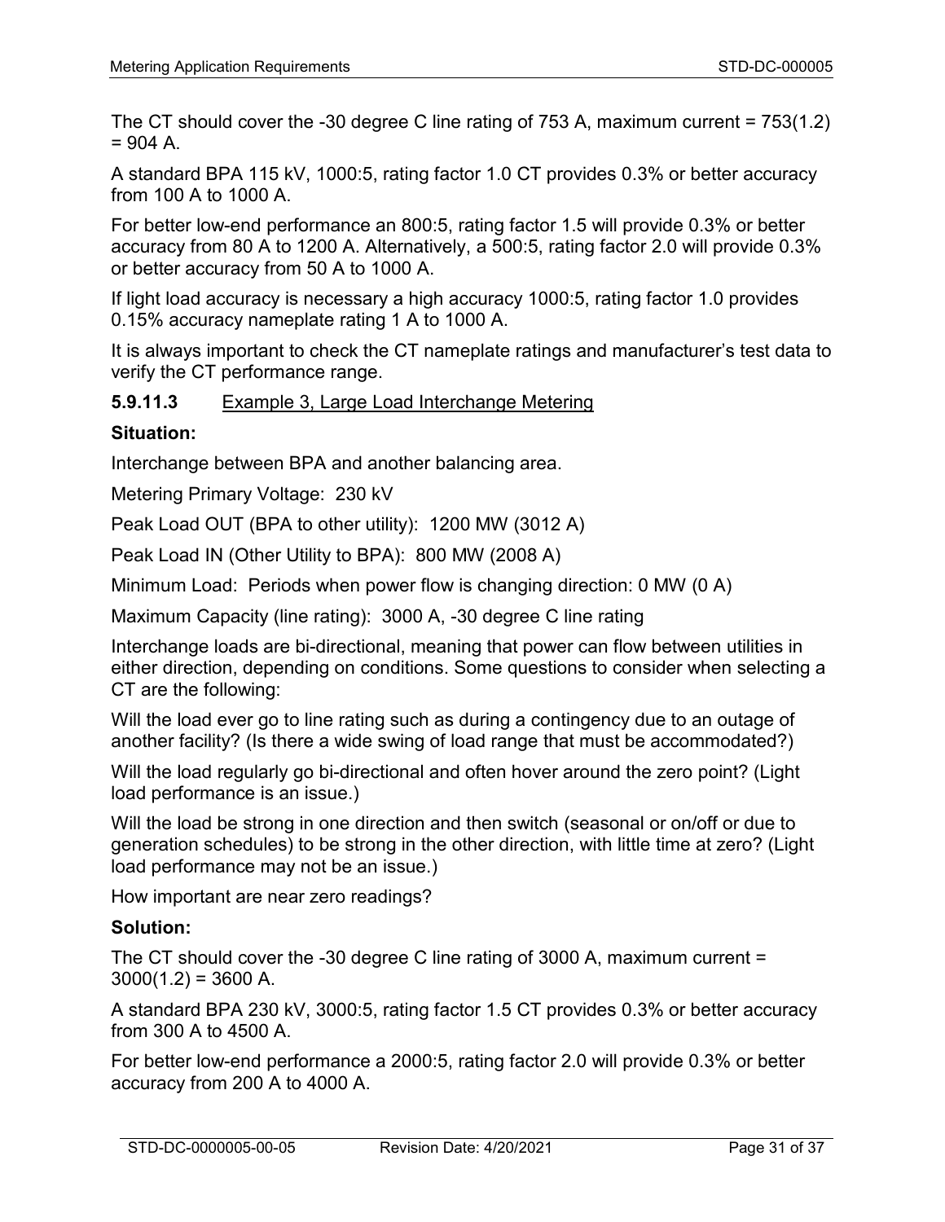The CT should cover the -30 degree C line rating of 753 A, maximum current = 753(1.2) = 904 A.

A standard BPA 115 kV, 1000:5, rating factor 1.0 CT provides 0.3% or better accuracy from 100 A to 1000 A.

For better low-end performance an 800:5, rating factor 1.5 will provide 0.3% or better accuracy from 80 A to 1200 A. Alternatively, a 500:5, rating factor 2.0 will provide 0.3% or better accuracy from 50 A to 1000 A.

If light load accuracy is necessary a high accuracy 1000:5, rating factor 1.0 provides 0.15% accuracy nameplate rating 1 A to 1000 A.

It is always important to check the CT nameplate ratings and manufacturer's test data to verify the CT performance range.

#### 5.9.11.3 Example 3, Large Load Interchange Metering

**Situation:**

Interchange between BPA and another balancing area.

Metering Primary Voltage: 230 kV

Peak Load OUT (BPA to other utility): 1200 MW (3012 A)

Peak Load IN (Other Utility to BPA): 800 MW (2008 A)

Minimum Load: Periods when power flow is changing direction: 0 MW (0 A)

Maximum Capacity (line rating): 3000 A, -30 degree C line rating

Interchange loads are bi-directional, meaning that power can flow between utilities in either direction, depending on conditions. Some questions to consider when selecting a CT are the following:

Will the load ever go to line rating such as during a contingency due to an outage of another facility? (Is there a wide swing of load range that must be accommodated?)

Will the load regularly go bi-directional and often hover around the zero point? (Light load performance is an issue.)

Will the load be strong in one direction and then switch (seasonal or on/off or due to generation schedules) to be strong in the other direction, with little time at zero? (Light load performance may not be an issue.)

How important are near zero readings?

**Solution:**

The CT should cover the -30 degree C line rating of 3000 A, maximum current = 3000(1.2) = 3600 A.

A standard BPA 230 kV, 3000:5, rating factor 1.5 CT provides 0.3% or better accuracy from 300 A to 4500 A.

For better low-end performance a 2000:5, rating factor 2.0 will provide 0.3% or better accuracy from 200 A to 4000 A.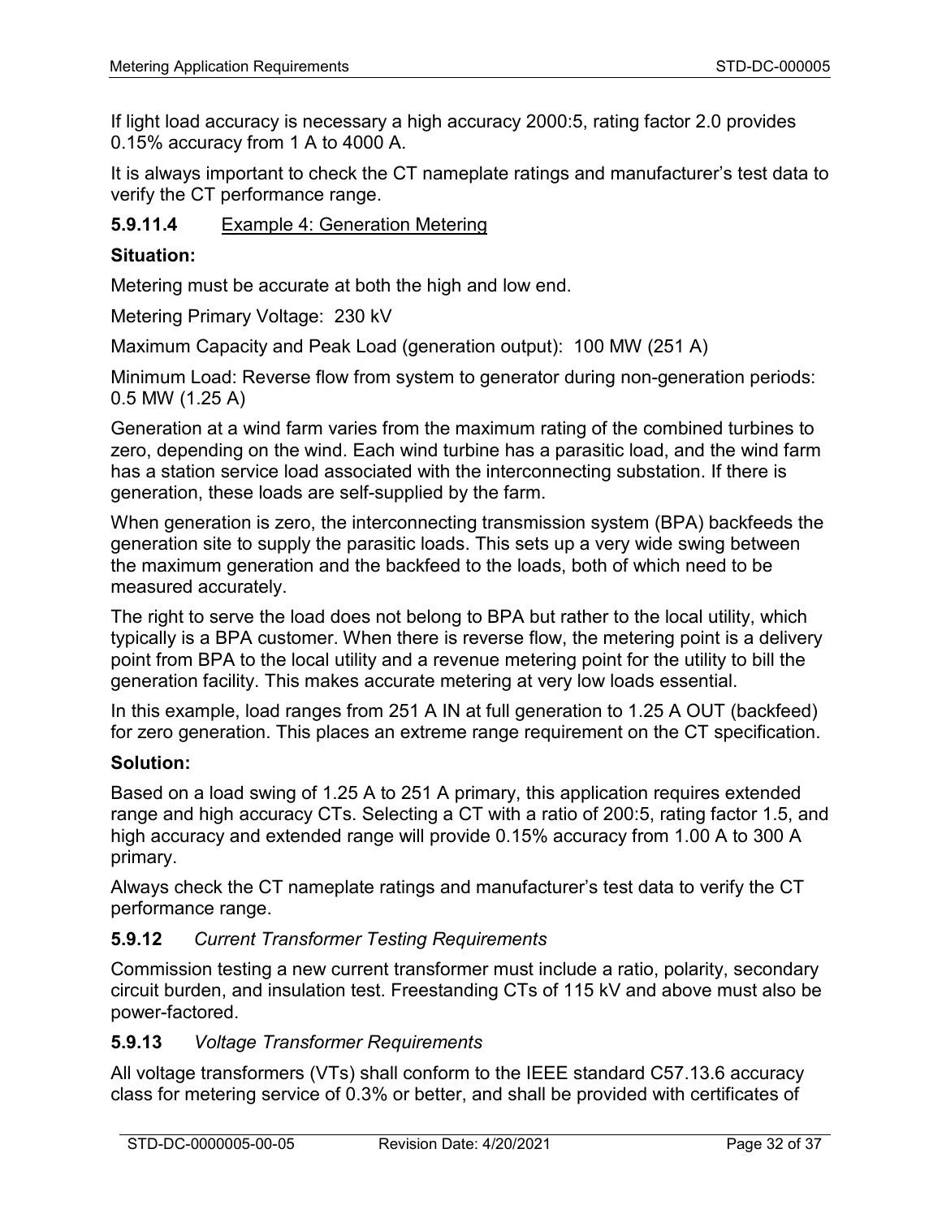If light load accuracy is necessary a high accuracy 2000:5, rating factor 2.0 provides 0.15% accuracy from 1 A to 4000 A.

It is always important to check the CT nameplate ratings and manufacturer's test data to verify the CT performance range.

#### 5.9.11.4 Example 4: Generation Metering

**Situation:**

Metering must be accurate at both the high and low end.

Metering Primary Voltage: 230 kV

Maximum Capacity and Peak Load (generation output): 100 MW (251 A)

Minimum Load: Reverse flow from system to generator during non-generation periods: 0.5 MW (1.25 A)

Generation at a wind farm varies from the maximum rating of the combined turbines to zero, depending on the wind. Each wind turbine has a parasitic load, and the wind farm has a station service load associated with the interconnecting substation. If there is generation, these loads are self-supplied by the farm.

When generation is zero, the interconnecting transmission system (BPA) backfeeds the generation site to supply the parasitic loads. This sets up a very wide swing between the maximum generation and the backfeed to the loads, both of which need to be measured accurately.

The right to serve the load does not belong to BPA but rather to the local utility, which typically is a BPA customer. When there is reverse flow, the metering point is a delivery point from BPA to the local utility and a revenue metering point for the utility to bill the generation facility. This makes accurate metering at very low loads essential.

In this example, load ranges from 251 A IN at full generation to 1.25 A OUT (backfeed) for zero generation. This places an extreme range requirement on the CT specification.

**Solution:**

Based on a load swing of 1.25 A to 251 A primary, this application requires extended range and high accuracy CTs. Selecting a CT with a ratio of 200:5, rating factor 1.5, and high accuracy and extended range will provide 0.15% accuracy from 1.00 A to 300 A primary.

Always check the CT nameplate ratings and manufacturer's test data to verify the CT performance range.

### 5.9.12 *Current Transformer Testing Requirements*

Commission testing a new current transformer must include a ratio, polarity, secondary circuit burden, and insulation test. Freestanding CTs of 115 kV and above must also be power-factored.

### 5.9.13 *Voltage Transformer Requirements*

All voltage transformers (VTs) shall conform to the IEEE standard C57.13.6 accuracy class for metering service of 0.3% or better, and shall be provided with certificates of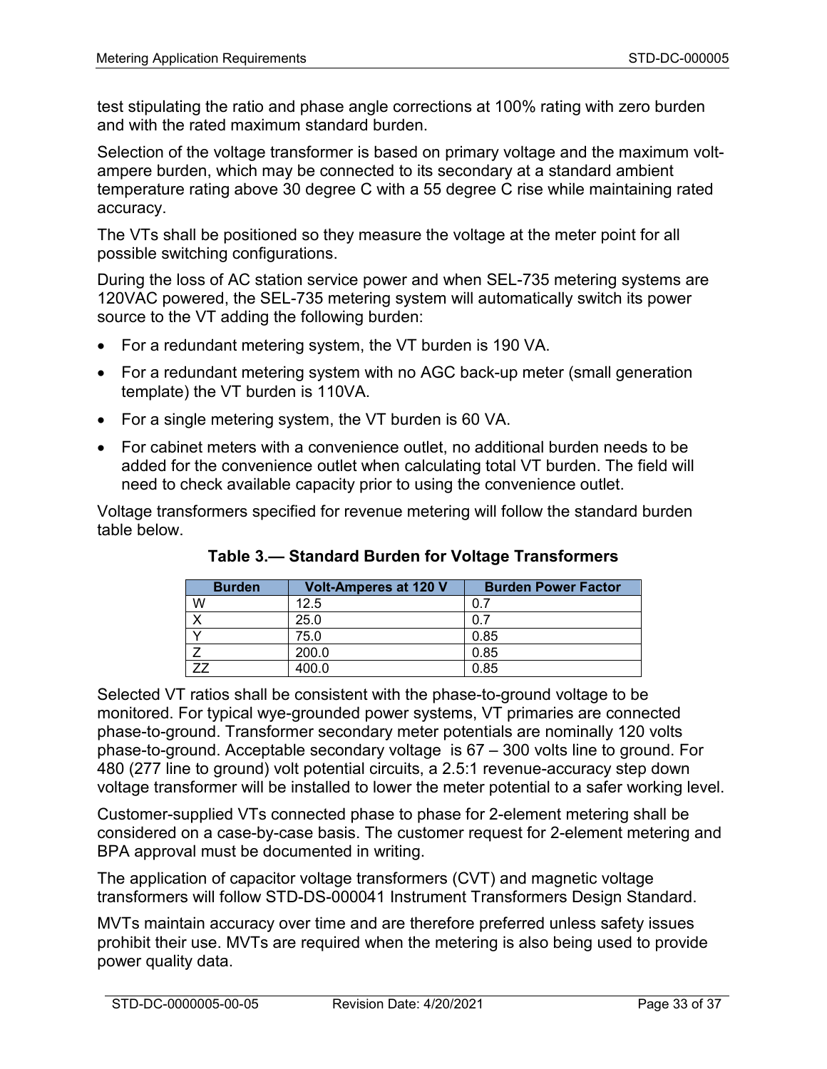test stipulating the ratio and phase angle corrections at 100% rating with zero burden and with the rated maximum standard burden.

Selection of the voltage transformer is based on primary voltage and the maximum volt-ampere burden, which may be connected to its secondary at a standard ambient temperature rating above 30 degree C with a 55 degree C rise while maintaining rated accuracy.

The VTs shall be positioned so they measure the voltage at the meter point for all possible switching configurations.

During the loss of AC station service power and when SEL-735 metering systems are 120VAC powered, the SEL-735 metering system will automatically switch its power source to the VT adding the following burden:

- For a redundant metering system, the VT burden is 190 VA.
- For a redundant metering system with no AGC back-up meter (small generation template) the VT burden is 110VA.
- For a single metering system, the VT burden is 60 VA.
- For cabinet meters with a convenience outlet, no additional burden needs to be added for the convenience outlet when calculating total VT burden. The field will need to check available capacity prior to using the convenience outlet.

Voltage transformers specified for revenue metering will follow the standard burden table below.

**Table 3.— Standard Burden for Voltage Transformers**

| Burden | Volt-Amperes at 120 V | Burden Power Factor |
|---|---|---|
| W | 12.5 | 0.7 |
| X | 25.0 | 0.7 |
| Y | 75.0 | 0.85 |
| Z | 200.0 | 0.85 |
| ZZ | 400.0 | 0.85 |

Selected VT ratios shall be consistent with the phase-to-ground voltage to be monitored. For typical wye-grounded power systems, VT primaries are connected phase-to-ground. Transformer secondary meter potentials are nominally 120 volts phase-to-ground. Acceptable secondary voltage is 67 – 300 volts line to ground. For 480 (277 line to ground) volt potential circuits, a 2.5:1 revenue-accuracy step down voltage transformer will be installed to lower the meter potential to a safer working level.

Customer-supplied VTs connected phase to phase for 2-element metering shall be considered on a case-by-case basis. The customer request for 2-element metering and BPA approval must be documented in writing.

The application of capacitor voltage transformers (CVT) and magnetic voltage transformers will follow STD-DS-000041 Instrument Transformers Design Standard.

MVTs maintain accuracy over time and are therefore preferred unless safety issues prohibit their use. MVTs are required when the metering is also being used to provide power quality data.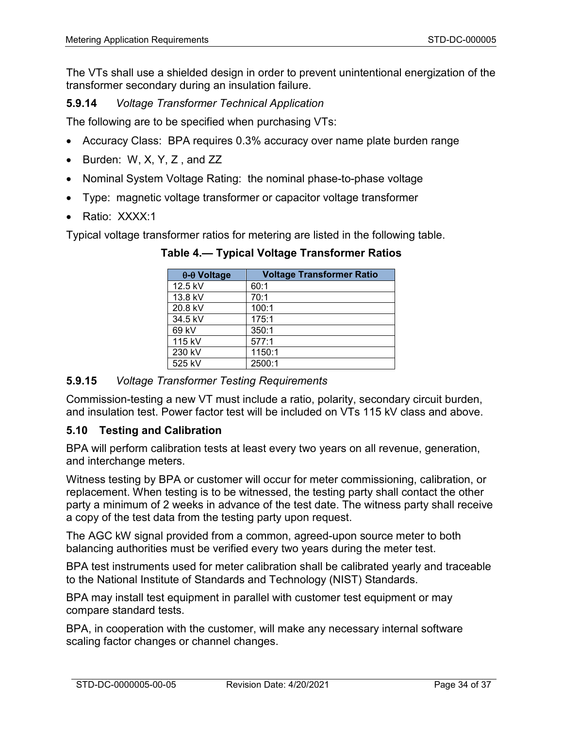The VTs shall use a shielded design in order to prevent unintentional energization of the transformer secondary during an insulation failure.

### 5.9.14 *Voltage Transformer Technical Application*

The following are to be specified when purchasing VTs:

- Accuracy Class: BPA requires 0.3% accuracy over name plate burden range
- Burden: W, X, Y, Z , and ZZ
- Nominal System Voltage Rating: the nominal phase-to-phase voltage
- Type: magnetic voltage transformer or capacitor voltage transformer
- Ratio: XXXX:1

Typical voltage transformer ratios for metering are listed in the following table.

**Table 4.— Typical Voltage Transformer Ratios**

| θ-θ Voltage | Voltage Transformer Ratio |
|---|---|
| 12.5 kV | 60:1 |
| 13.8 kV | 70:1 |
| 20.8 kV | 100:1 |
| 34.5 kV | 175:1 |
| 69 kV | 350:1 |
| 115 kV | 577:1 |
| 230 kV | 1150:1 |
| 525 kV | 2500:1 |

### 5.9.15 *Voltage Transformer Testing Requirements*

Commission-testing a new VT must include a ratio, polarity, secondary circuit burden, and insulation test. Power factor test will be included on VTs 115 kV class and above.

## 5.10 Testing and Calibration

BPA will perform calibration tests at least every two years on all revenue, generation, and interchange meters.

Witness testing by BPA or customer will occur for meter commissioning, calibration, or replacement. When testing is to be witnessed, the testing party shall contact the other party a minimum of 2 weeks in advance of the test date. The witness party shall receive a copy of the test data from the testing party upon request.

The AGC kW signal provided from a common, agreed-upon source meter to both balancing authorities must be verified every two years during the meter test.

BPA test instruments used for meter calibration shall be calibrated yearly and traceable to the National Institute of Standards and Technology (NIST) Standards.

BPA may install test equipment in parallel with customer test equipment or may compare standard tests.

BPA, in cooperation with the customer, will make any necessary internal software scaling factor changes or channel changes.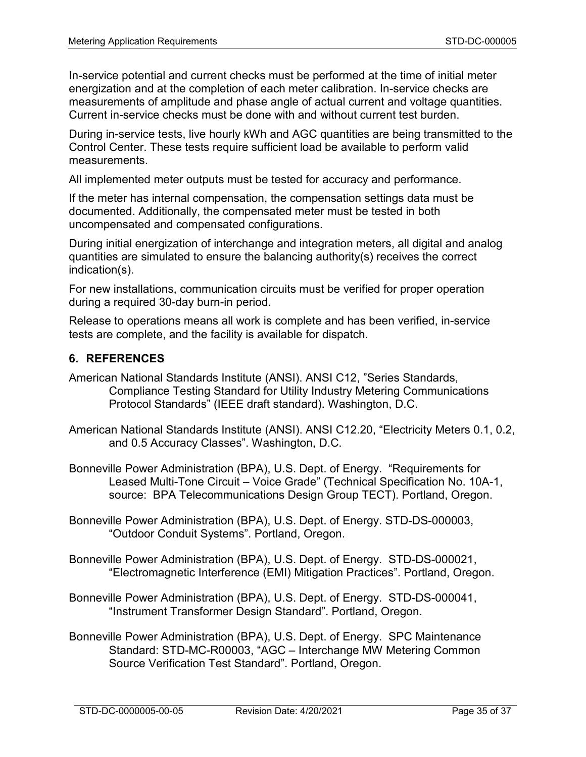In-service potential and current checks must be performed at the time of initial meter energization and at the completion of each meter calibration. In-service checks are measurements of amplitude and phase angle of actual current and voltage quantities. Current in-service checks must be done with and without current test burden.

During in-service tests, live hourly kWh and AGC quantities are being transmitted to the Control Center. These tests require sufficient load be available to perform valid measurements.

All implemented meter outputs must be tested for accuracy and performance.

If the meter has internal compensation, the compensation settings data must be documented. Additionally, the compensated meter must be tested in both uncompensated and compensated configurations.

During initial energization of interchange and integration meters, all digital and analog quantities are simulated to ensure the balancing authority(s) receives the correct indication(s).

For new installations, communication circuits must be verified for proper operation during a required 30-day burn-in period.

Release to operations means all work is complete and has been verified, in-service tests are complete, and the facility is available for dispatch.

## 6. REFERENCES

American National Standards Institute (ANSI). ANSI C12, "Series Standards, Compliance Testing Standard for Utility Industry Metering Communications Protocol Standards" (IEEE draft standard). Washington, D.C.

American National Standards Institute (ANSI). ANSI C12.20, "Electricity Meters 0.1, 0.2, and 0.5 Accuracy Classes". Washington, D.C.

Bonneville Power Administration (BPA), U.S. Dept. of Energy. "Requirements for Leased Multi-Tone Circuit – Voice Grade" (Technical Specification No. 10A-1, source: BPA Telecommunications Design Group TECT). Portland, Oregon.

Bonneville Power Administration (BPA), U.S. Dept. of Energy. STD-DS-000003, "Outdoor Conduit Systems". Portland, Oregon.

Bonneville Power Administration (BPA), U.S. Dept. of Energy. STD-DS-000021, "Electromagnetic Interference (EMI) Mitigation Practices". Portland, Oregon.

Bonneville Power Administration (BPA), U.S. Dept. of Energy. STD-DS-000041, "Instrument Transformer Design Standard". Portland, Oregon.

Bonneville Power Administration (BPA), U.S. Dept. of Energy. SPC Maintenance Standard: STD-MC-R00003, "AGC – Interchange MW Metering Common Source Verification Test Standard". Portland, Oregon.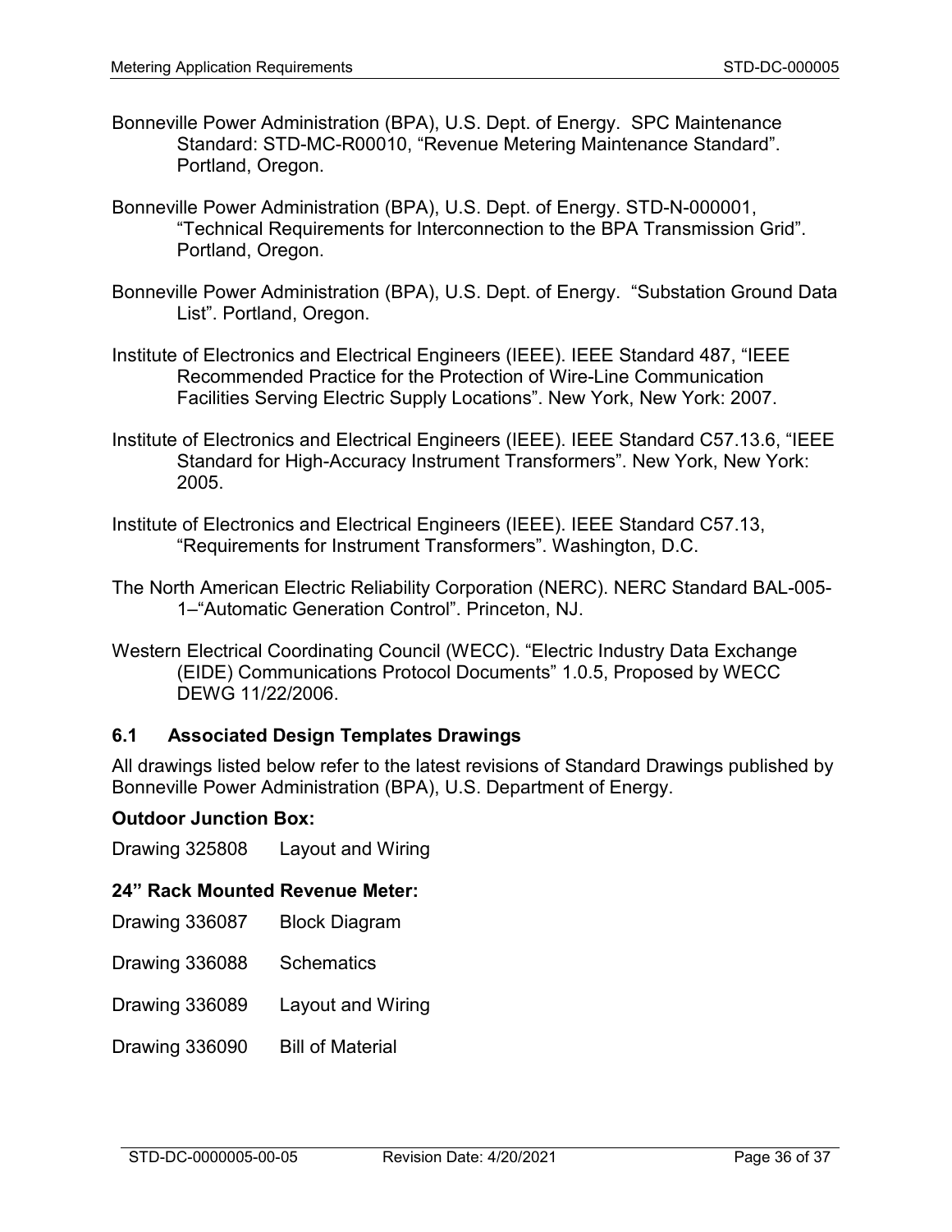Bonneville Power Administration (BPA), U.S. Dept. of Energy. SPC Maintenance Standard: STD-MC-R00010, "Revenue Metering Maintenance Standard". Portland, Oregon.

Bonneville Power Administration (BPA), U.S. Dept. of Energy. STD-N-000001, "Technical Requirements for Interconnection to the BPA Transmission Grid". Portland, Oregon.

Bonneville Power Administration (BPA), U.S. Dept. of Energy. "Substation Ground Data List". Portland, Oregon.

Institute of Electronics and Electrical Engineers (IEEE). IEEE Standard 487, "IEEE Recommended Practice for the Protection of Wire-Line Communication Facilities Serving Electric Supply Locations". New York, New York: 2007.

Institute of Electronics and Electrical Engineers (IEEE). IEEE Standard C57.13.6, "IEEE Standard for High-Accuracy Instrument Transformers". New York, New York: 2005.

Institute of Electronics and Electrical Engineers (IEEE). IEEE Standard C57.13, "Requirements for Instrument Transformers". Washington, D.C.

The North American Electric Reliability Corporation (NERC). NERC Standard BAL-005-1–"Automatic Generation Control". Princeton, NJ.

Western Electrical Coordinating Council (WECC). "Electric Industry Data Exchange (EIDE) Communications Protocol Documents" 1.0.5, Proposed by WECC DEWG 11/22/2006.

## 6.1 Associated Design Templates Drawings

All drawings listed below refer to the latest revisions of Standard Drawings published by Bonneville Power Administration (BPA), U.S. Department of Energy.

**Outdoor Junction Box:**

Drawing 325808 Layout and Wiring

**24" Rack Mounted Revenue Meter:**

Drawing 336087 Block Diagram

Drawing 336088 Schematics

Drawing 336089 Layout and Wiring

Drawing 336090 Bill of Material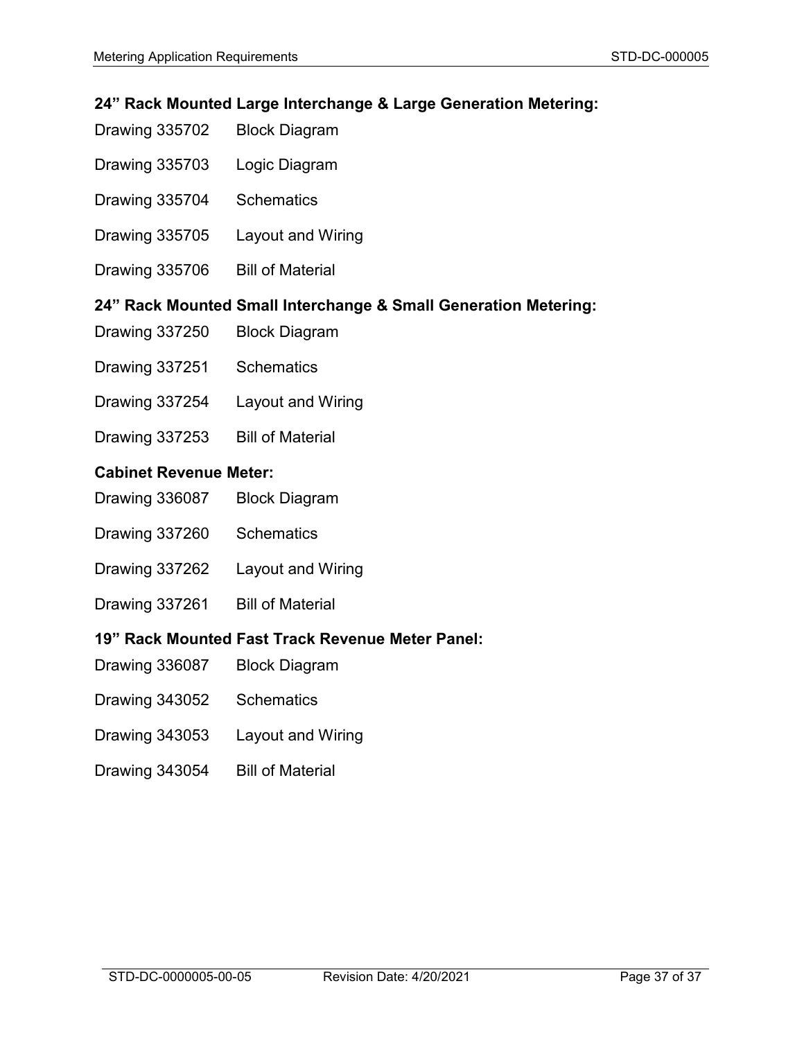**24" Rack Mounted Large Interchange & Large Generation Metering:**

Drawing 335702 Block Diagram

Drawing 335703 Logic Diagram

Drawing 335704 Schematics

Drawing 335705 Layout and Wiring

Drawing 335706 Bill of Material

**24" Rack Mounted Small Interchange & Small Generation Metering:**

Drawing 337250 Block Diagram

Drawing 337251 Schematics

Drawing 337254 Layout and Wiring

Drawing 337253 Bill of Material

**Cabinet Revenue Meter:**

Drawing 336087 Block Diagram

Drawing 337260 Schematics

Drawing 337262 Layout and Wiring

Drawing 337261 Bill of Material

**19" Rack Mounted Fast Track Revenue Meter Panel:**

Drawing 336087 Block Diagram

Drawing 343052 Schematics

Drawing 343053 Layout and Wiring

Drawing 343054 Bill of Material